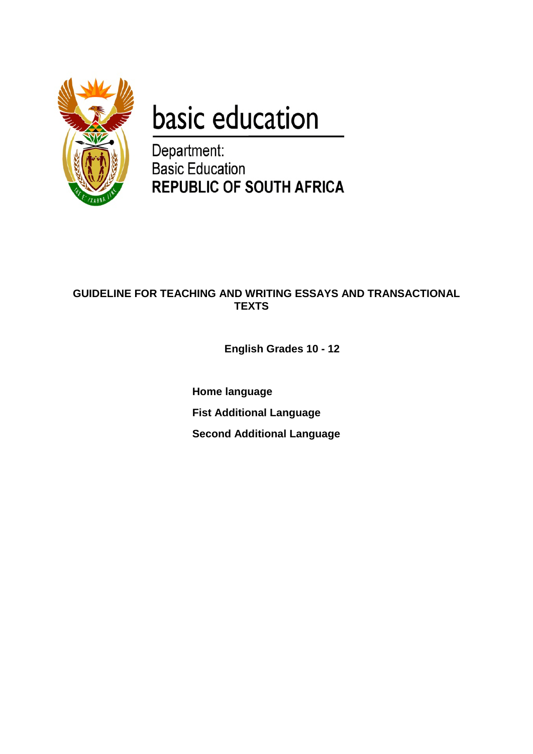basic education

Department:
Basic Education
**REPUBLIC OF SOUTH AFRICA**

# GUIDELINE FOR TEACHING AND WRITING ESSAYS AND TRANSACTIONAL TEXTS

**English Grades 10 - 12**

**Home language**

**Fist Additional Language**

**Second Additional Language**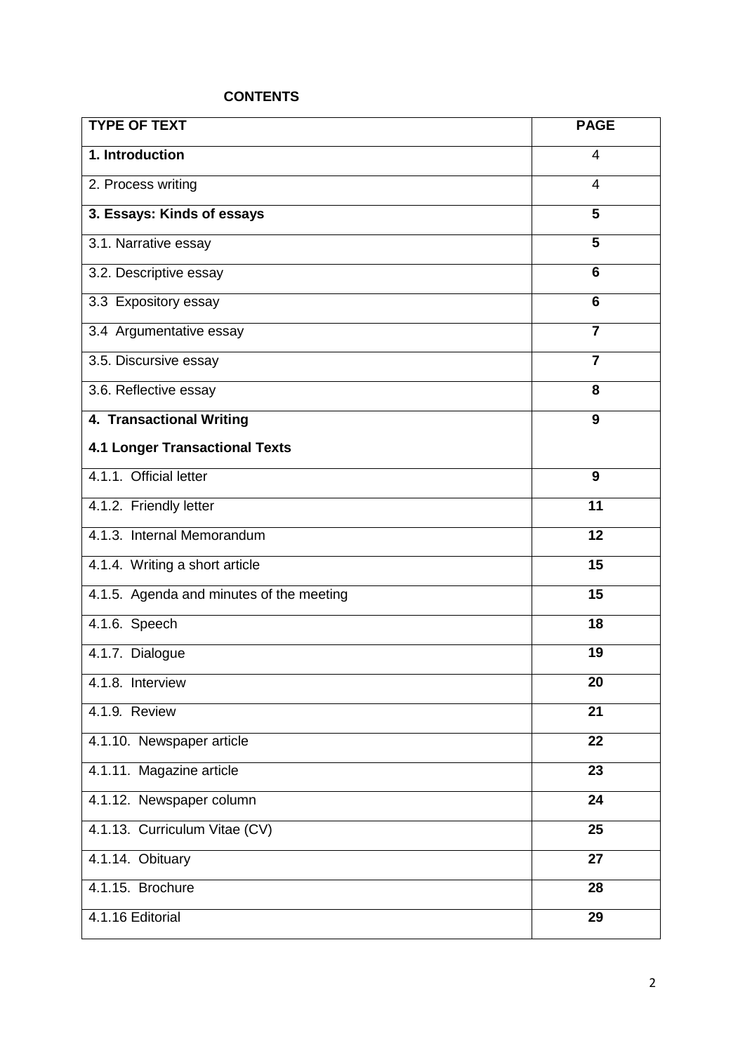**CONTENTS**

| TYPE OF TEXT | PAGE |
|---|---|
| **1. Introduction** | 4 |
| 2. Process writing | 4 |
| **3. Essays: Kinds of essays** | **5** |
| 3.1. Narrative essay | **5** |
| 3.2. Descriptive essay | **6** |
| 3.3 Expository essay | **6** |
| 3.4 Argumentative essay | **7** |
| 3.5. Discursive essay | **7** |
| 3.6. Reflective essay | **8** |
| **4. Transactional Writing**<br>**4.1 Longer Transactional Texts** | **9** |
| 4.1.1. Official letter | **9** |
| 4.1.2. Friendly letter | **11** |
| 4.1.3. Internal Memorandum | **12** |
| 4.1.4. Writing a short article | **15** |
| 4.1.5. Agenda and minutes of the meeting | **15** |
| 4.1.6. Speech | **18** |
| 4.1.7. Dialogue | **19** |
| 4.1.8. Interview | **20** |
| 4.1.9. Review | **21** |
| 4.1.10. Newspaper article | **22** |
| 4.1.11. Magazine article | **23** |
| 4.1.12. Newspaper column | **24** |
| 4.1.13. Curriculum Vitae (CV) | **25** |
| 4.1.14. Obituary | **27** |
| 4.1.15. Brochure | **28** |
| 4.1.16 Editorial | **29** |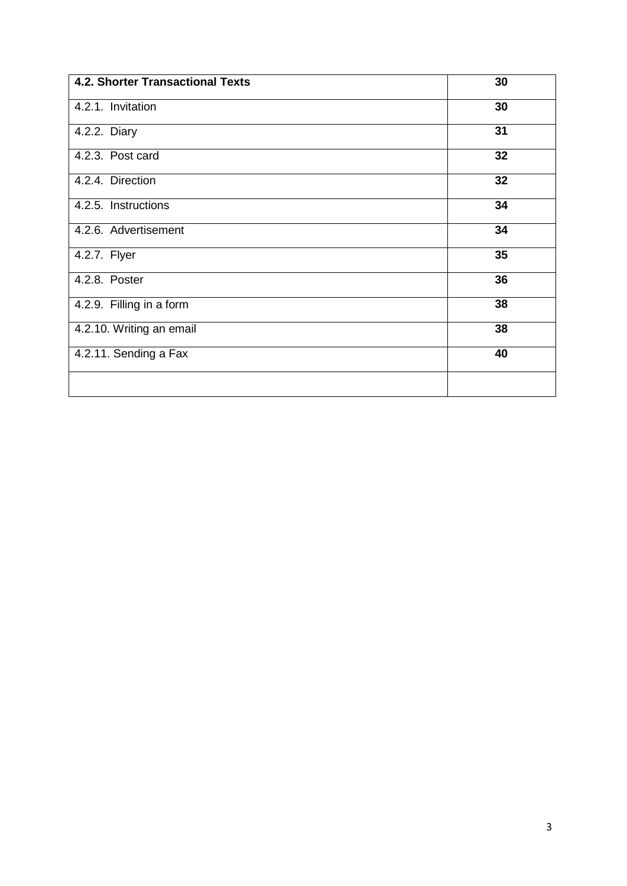| **4.2. Shorter Transactional Texts** | **30** |
| --- | --- |
| 4.2.1. Invitation | **30** |
| 4.2.2. Diary | **31** |
| 4.2.3. Post card | **32** |
| 4.2.4. Direction | **32** |
| 4.2.5. Instructions | **34** |
| 4.2.6. Advertisement | **34** |
| 4.2.7. Flyer | **35** |
| 4.2.8. Poster | **36** |
| 4.2.9. Filling in a form | **38** |
| 4.2.10. Writing an email | **38** |
| 4.2.11. Sending a Fax | **40** |
| | |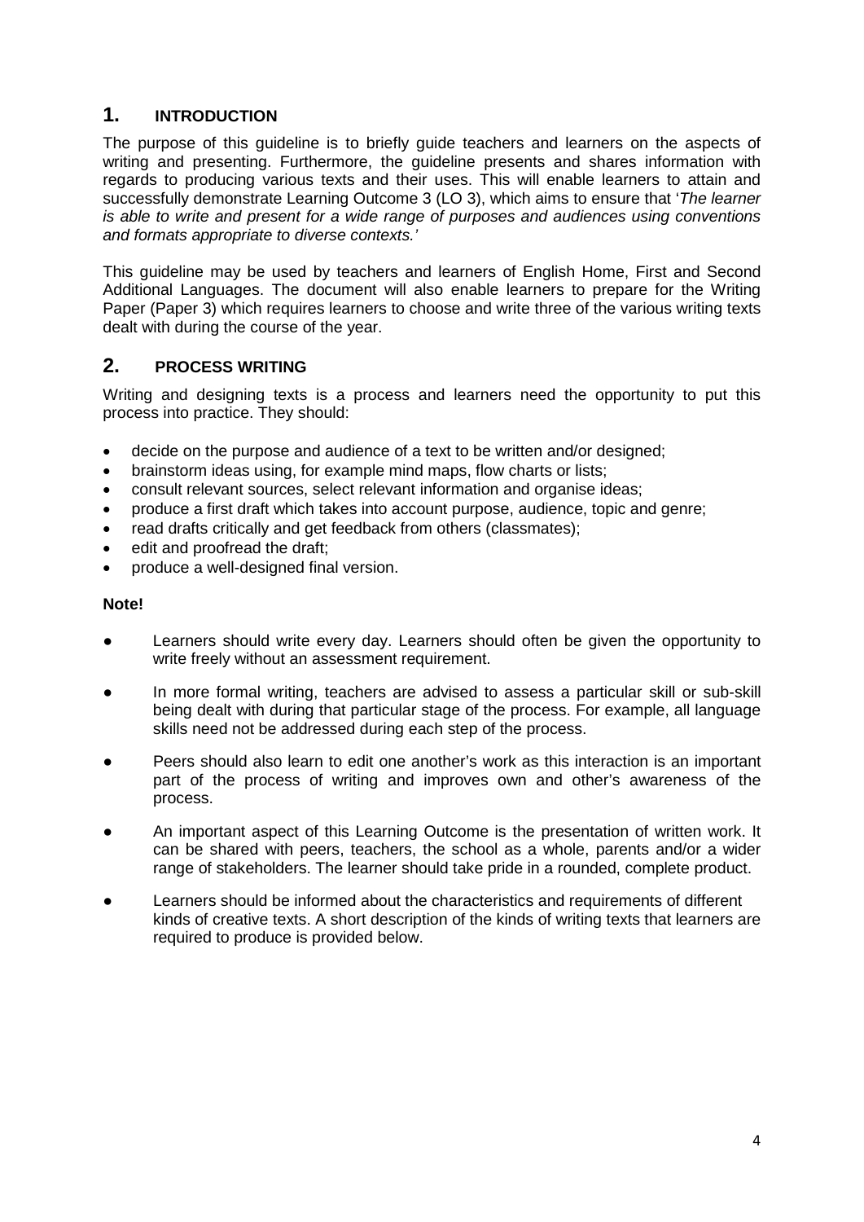## 1. INTRODUCTION

The purpose of this guideline is to briefly guide teachers and learners on the aspects of writing and presenting. Furthermore, the guideline presents and shares information with regards to producing various texts and their uses. This will enable learners to attain and successfully demonstrate Learning Outcome 3 (LO 3), which aims to ensure that '*The learner is able to write and present for a wide range of purposes and audiences using conventions and formats appropriate to diverse contexts.'*

This guideline may be used by teachers and learners of English Home, First and Second Additional Languages. The document will also enable learners to prepare for the Writing Paper (Paper 3) which requires learners to choose and write three of the various writing texts dealt with during the course of the year.

## 2. PROCESS WRITING

Writing and designing texts is a process and learners need the opportunity to put this process into practice. They should:

- decide on the purpose and audience of a text to be written and/or designed;
- brainstorm ideas using, for example mind maps, flow charts or lists;
- consult relevant sources, select relevant information and organise ideas;
- produce a first draft which takes into account purpose, audience, topic and genre;
- read drafts critically and get feedback from others (classmates);
- edit and proofread the draft;
- produce a well-designed final version.

**Note!**

- Learners should write every day. Learners should often be given the opportunity to write freely without an assessment requirement.
- In more formal writing, teachers are advised to assess a particular skill or sub-skill being dealt with during that particular stage of the process. For example, all language skills need not be addressed during each step of the process.
- Peers should also learn to edit one another's work as this interaction is an important part of the process of writing and improves own and other's awareness of the process.
- An important aspect of this Learning Outcome is the presentation of written work. It can be shared with peers, teachers, the school as a whole, parents and/or a wider range of stakeholders. The learner should take pride in a rounded, complete product.
- Learners should be informed about the characteristics and requirements of different kinds of creative texts. A short description of the kinds of writing texts that learners are required to produce is provided below.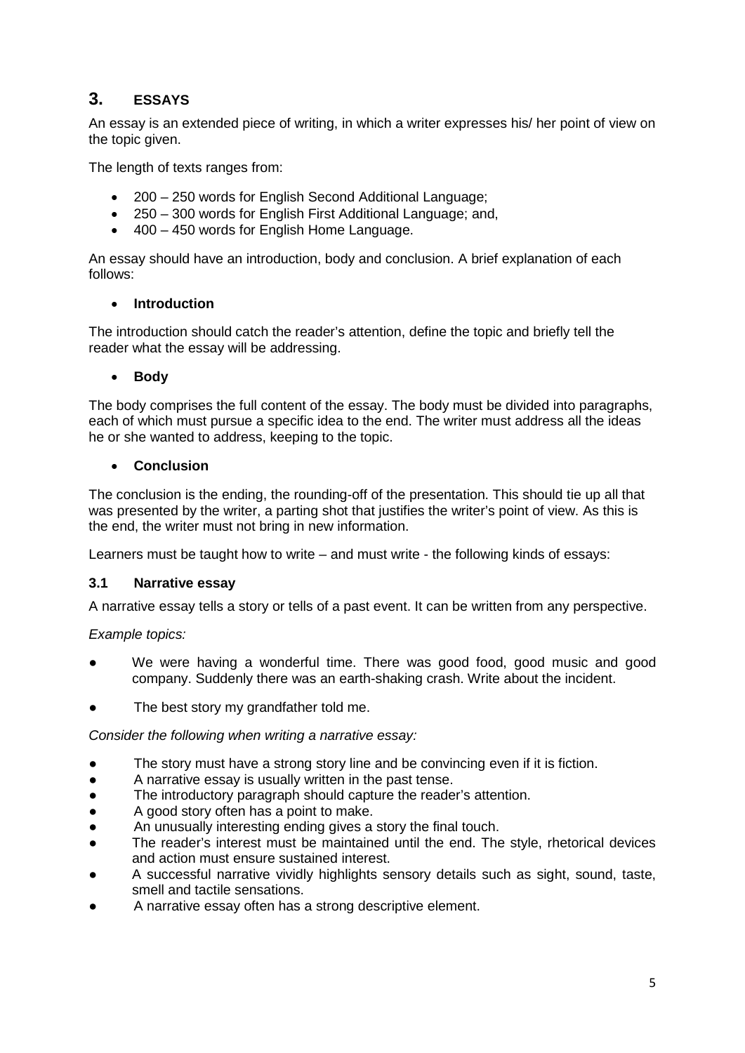## 3. ESSAYS

An essay is an extended piece of writing, in which a writer expresses his/ her point of view on the topic given.

The length of texts ranges from:

- 200 – 250 words for English Second Additional Language;
- 250 – 300 words for English First Additional Language; and,
- 400 – 450 words for English Home Language.

An essay should have an introduction, body and conclusion. A brief explanation of each follows:

- **Introduction**

The introduction should catch the reader's attention, define the topic and briefly tell the reader what the essay will be addressing.

- **Body**

The body comprises the full content of the essay. The body must be divided into paragraphs, each of which must pursue a specific idea to the end. The writer must address all the ideas he or she wanted to address, keeping to the topic.

- **Conclusion**

The conclusion is the ending, the rounding-off of the presentation. This should tie up all that was presented by the writer, a parting shot that justifies the writer's point of view. As this is the end, the writer must not bring in new information.

Learners must be taught how to write – and must write - the following kinds of essays:

### 3.1 Narrative essay

A narrative essay tells a story or tells of a past event. It can be written from any perspective.

*Example topics:*

- We were having a wonderful time. There was good food, good music and good company. Suddenly there was an earth-shaking crash. Write about the incident.
- The best story my grandfather told me.

*Consider the following when writing a narrative essay:*

- The story must have a strong story line and be convincing even if it is fiction.
- A narrative essay is usually written in the past tense.
- The introductory paragraph should capture the reader's attention.
- A good story often has a point to make.
- An unusually interesting ending gives a story the final touch.
- The reader's interest must be maintained until the end. The style, rhetorical devices and action must ensure sustained interest.
- A successful narrative vividly highlights sensory details such as sight, sound, taste, smell and tactile sensations.
- A narrative essay often has a strong descriptive element.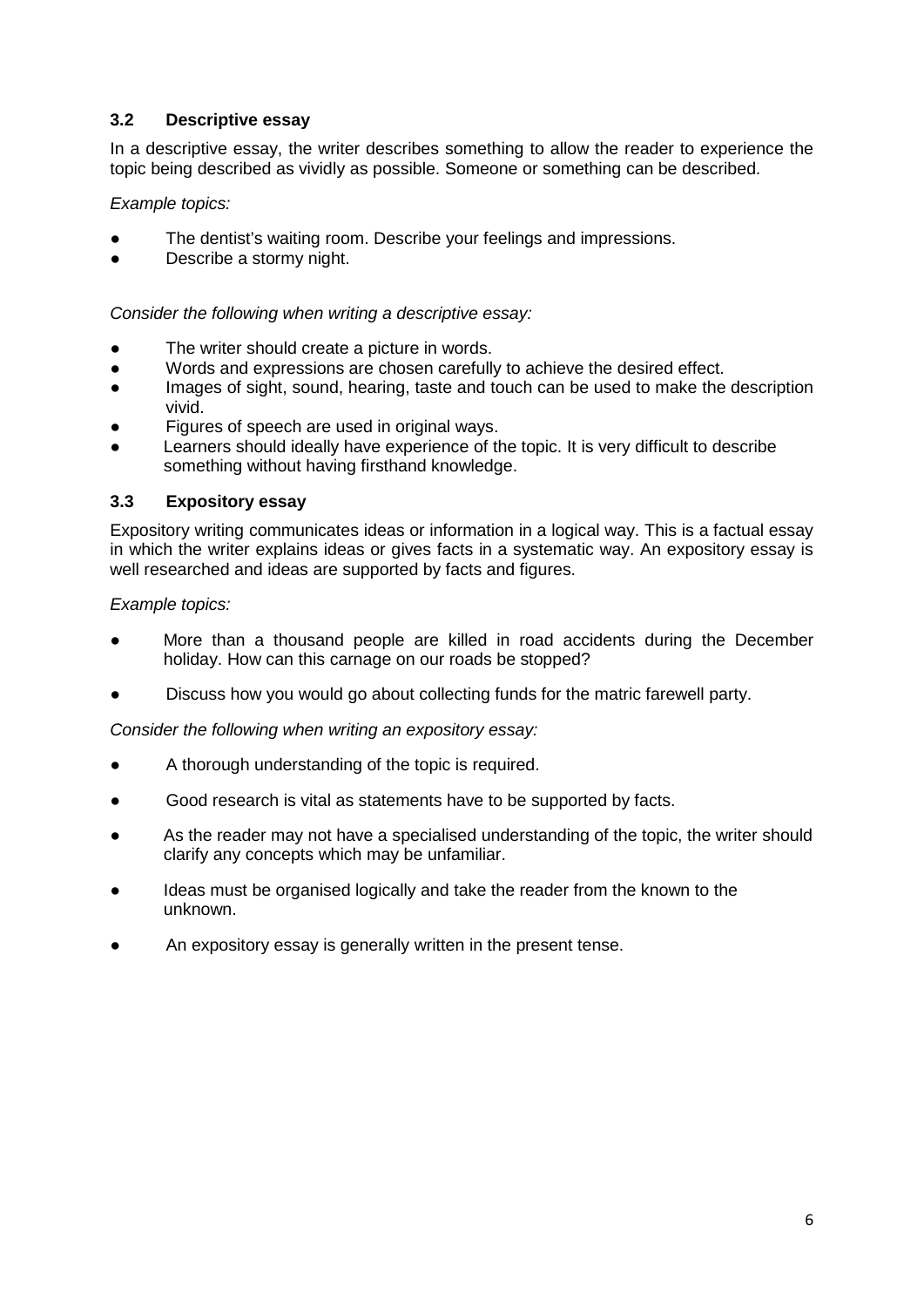### 3.2 Descriptive essay

In a descriptive essay, the writer describes something to allow the reader to experience the topic being described as vividly as possible. Someone or something can be described.

*Example topics:*

- The dentist's waiting room. Describe your feelings and impressions.
- Describe a stormy night.

*Consider the following when writing a descriptive essay:*

- The writer should create a picture in words.
- Words and expressions are chosen carefully to achieve the desired effect.
- Images of sight, sound, hearing, taste and touch can be used to make the description vivid.
- Figures of speech are used in original ways.
- Learners should ideally have experience of the topic. It is very difficult to describe something without having firsthand knowledge.

### 3.3 Expository essay

Expository writing communicates ideas or information in a logical way. This is a factual essay in which the writer explains ideas or gives facts in a systematic way. An expository essay is well researched and ideas are supported by facts and figures.

*Example topics:*

- More than a thousand people are killed in road accidents during the December holiday. How can this carnage on our roads be stopped?
- Discuss how you would go about collecting funds for the matric farewell party.

*Consider the following when writing an expository essay:*

- A thorough understanding of the topic is required.
- Good research is vital as statements have to be supported by facts.
- As the reader may not have a specialised understanding of the topic, the writer should clarify any concepts which may be unfamiliar.
- Ideas must be organised logically and take the reader from the known to the unknown.
- An expository essay is generally written in the present tense.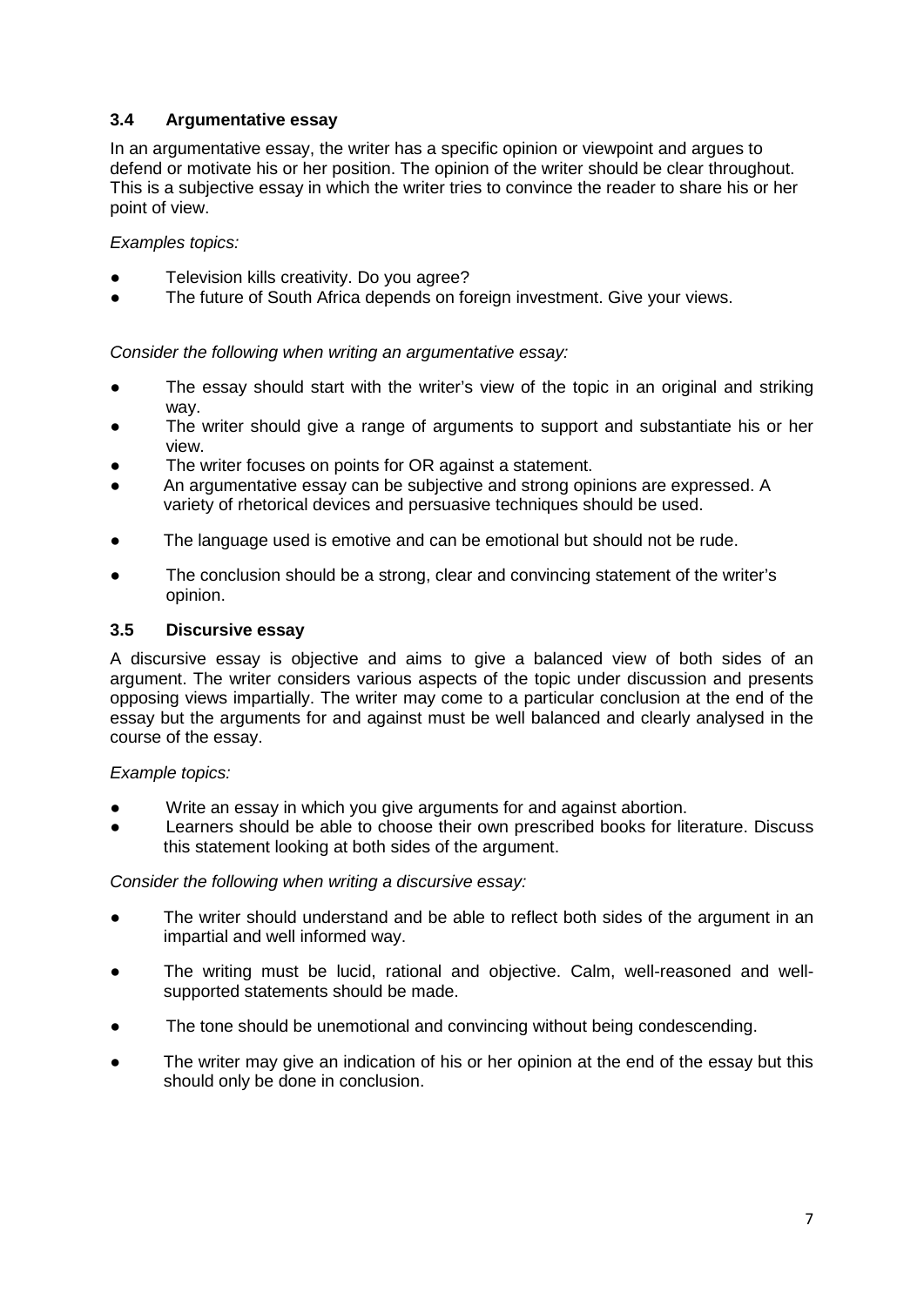### 3.4 Argumentative essay

In an argumentative essay, the writer has a specific opinion or viewpoint and argues to defend or motivate his or her position. The opinion of the writer should be clear throughout. This is a subjective essay in which the writer tries to convince the reader to share his or her point of view.

*Examples topics:*

- Television kills creativity. Do you agree?
- The future of South Africa depends on foreign investment. Give your views.

*Consider the following when writing an argumentative essay:*

- The essay should start with the writer's view of the topic in an original and striking way.
- The writer should give a range of arguments to support and substantiate his or her view.
- The writer focuses on points for OR against a statement.
- An argumentative essay can be subjective and strong opinions are expressed. A variety of rhetorical devices and persuasive techniques should be used.
- The language used is emotive and can be emotional but should not be rude.
- The conclusion should be a strong, clear and convincing statement of the writer's opinion.

### 3.5 Discursive essay

A discursive essay is objective and aims to give a balanced view of both sides of an argument. The writer considers various aspects of the topic under discussion and presents opposing views impartially. The writer may come to a particular conclusion at the end of the essay but the arguments for and against must be well balanced and clearly analysed in the course of the essay.

*Example topics:*

- Write an essay in which you give arguments for and against abortion.
- Learners should be able to choose their own prescribed books for literature. Discuss this statement looking at both sides of the argument.

*Consider the following when writing a discursive essay:*

- The writer should understand and be able to reflect both sides of the argument in an impartial and well informed way.
- The writing must be lucid, rational and objective. Calm, well-reasoned and well-supported statements should be made.
- The tone should be unemotional and convincing without being condescending.
- The writer may give an indication of his or her opinion at the end of the essay but this should only be done in conclusion.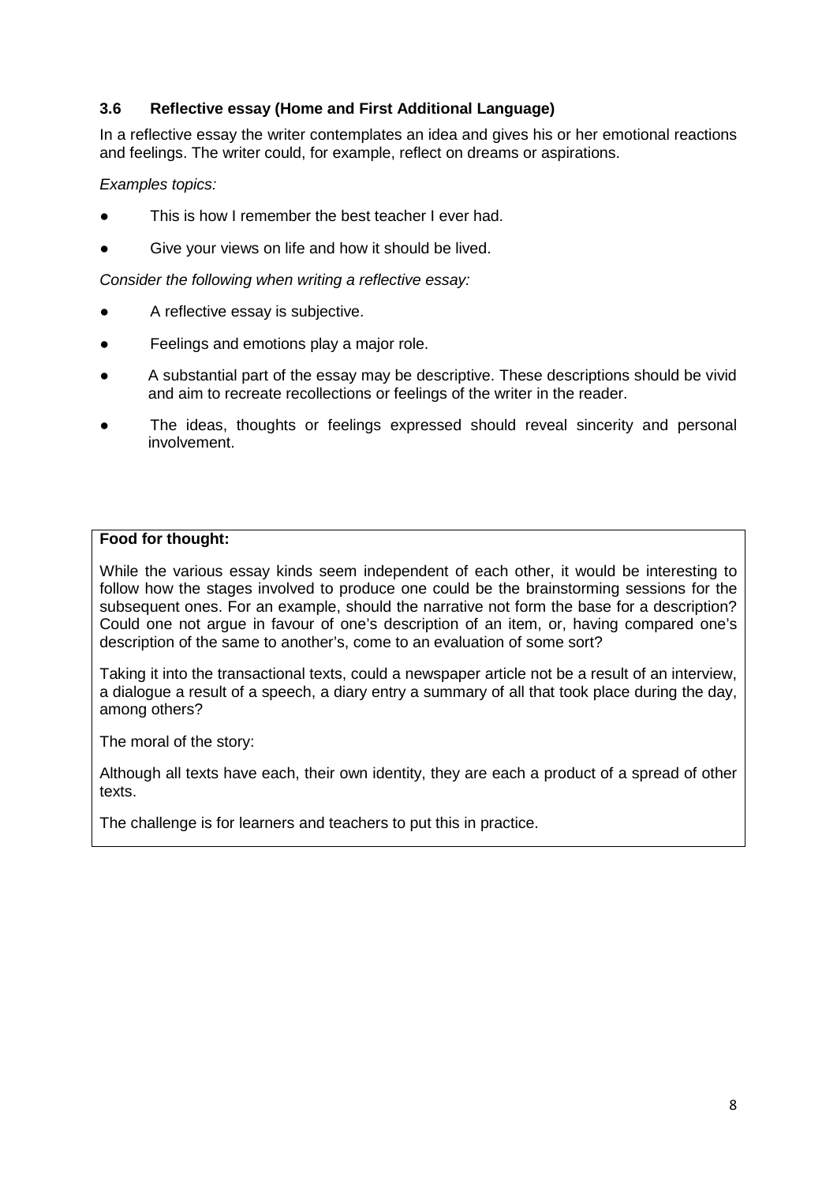### 3.6 Reflective essay (Home and First Additional Language)

In a reflective essay the writer contemplates an idea and gives his or her emotional reactions and feelings. The writer could, for example, reflect on dreams or aspirations.

*Examples topics:*

- This is how I remember the best teacher I ever had.
- Give your views on life and how it should be lived.

*Consider the following when writing a reflective essay:*

- A reflective essay is subjective.
- Feelings and emotions play a major role.
- A substantial part of the essay may be descriptive. These descriptions should be vivid and aim to recreate recollections or feelings of the writer in the reader.
- The ideas, thoughts or feelings expressed should reveal sincerity and personal involvement.

> **Food for thought:**
>
> While the various essay kinds seem independent of each other, it would be interesting to follow how the stages involved to produce one could be the brainstorming sessions for the subsequent ones. For an example, should the narrative not form the base for a description? Could one not argue in favour of one's description of an item, or, having compared one's description of the same to another's, come to an evaluation of some sort?
>
> Taking it into the transactional texts, could a newspaper article not be a result of an interview, a dialogue a result of a speech, a diary entry a summary of all that took place during the day, among others?
>
> The moral of the story:
>
> Although all texts have each, their own identity, they are each a product of a spread of other texts.
>
> The challenge is for learners and teachers to put this in practice.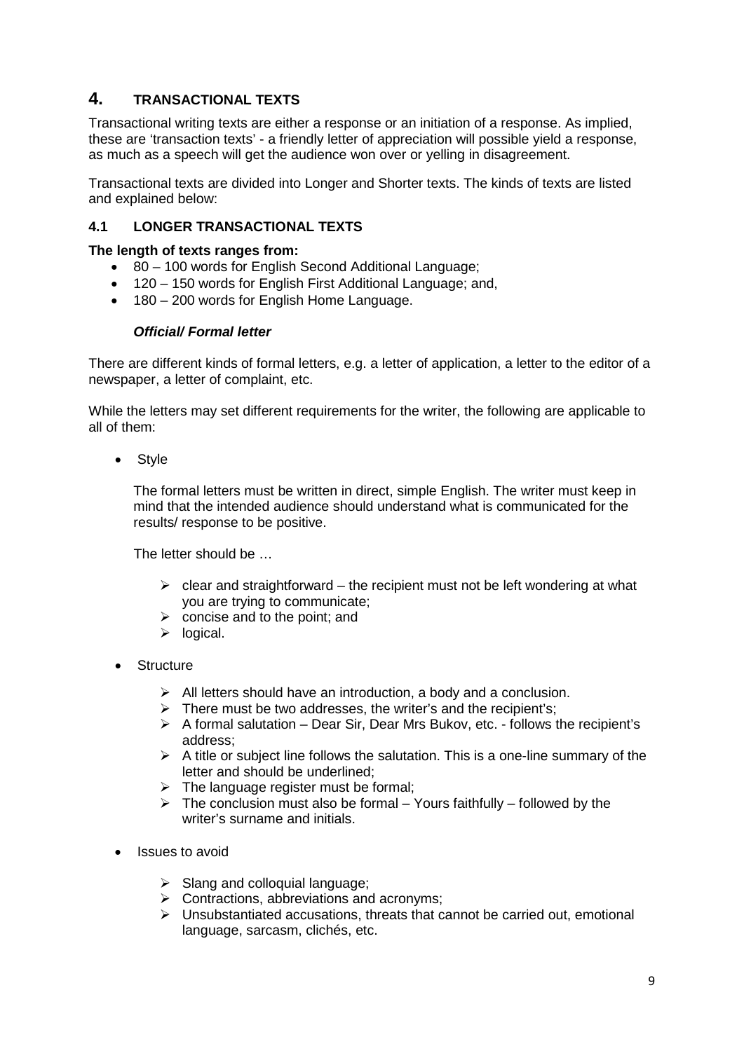# 4. TRANSACTIONAL TEXTS

Transactional writing texts are either a response or an initiation of a response. As implied, these are 'transaction texts' - a friendly letter of appreciation will possible yield a response, as much as a speech will get the audience won over or yelling in disagreement.

Transactional texts are divided into Longer and Shorter texts. The kinds of texts are listed and explained below:

## 4.1 LONGER TRANSACTIONAL TEXTS

**The length of texts ranges from:**

- 80 – 100 words for English Second Additional Language;
- 120 – 150 words for English First Additional Language; and,
- 180 – 200 words for English Home Language.

***Official/ Formal letter***

There are different kinds of formal letters, e.g. a letter of application, a letter to the editor of a newspaper, a letter of complaint, etc.

While the letters may set different requirements for the writer, the following are applicable to all of them:

- Style

  The formal letters must be written in direct, simple English. The writer must keep in mind that the intended audience should understand what is communicated for the results/ response to be positive.

  The letter should be …

  - clear and straightforward – the recipient must not be left wondering at what you are trying to communicate;
  - concise and to the point; and
  - logical.

- Structure

  - All letters should have an introduction, a body and a conclusion.
  - There must be two addresses, the writer's and the recipient's;
  - A formal salutation – Dear Sir, Dear Mrs Bukov, etc. - follows the recipient's address;
  - A title or subject line follows the salutation. This is a one-line summary of the letter and should be underlined;
  - The language register must be formal;
  - The conclusion must also be formal – Yours faithfully – followed by the writer's surname and initials.

- Issues to avoid

  - Slang and colloquial language;
  - Contractions, abbreviations and acronyms;
  - Unsubstantiated accusations, threats that cannot be carried out, emotional language, sarcasm, clichés, etc.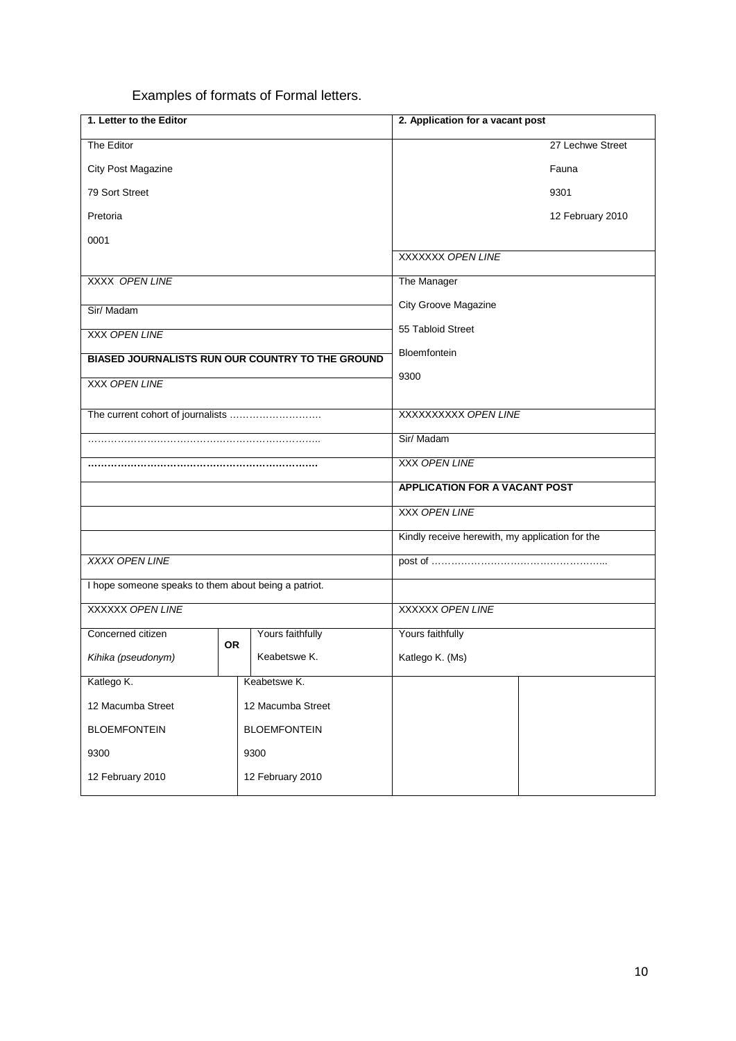Examples of formats of Formal letters.

| 1. Letter to the Editor | | | 2. Application for a vacant post | |
|---|---|---|---|---|
| The Editor | | | | 27 Lechwe Street |
| City Post Magazine | | | | Fauna |
| 79 Sort Street | | | | 9301 |
| Pretoria | | | | 12 February 2010 |
| 0001 | | | | |
| | | | XXXXXXX *OPEN LINE* | |
| XXXX *OPEN LINE* | | | The Manager | |
| Sir/ Madam | | | City Groove Magazine | |
| XXX *OPEN LINE* | | | 55 Tabloid Street | |
| **BIASED JOURNALISTS RUN OUR COUNTRY TO THE GROUND** | | | Bloemfontein | |
| XXX *OPEN LINE* | | | 9300 | |
| The current cohort of journalists ………………………. | | | XXXXXXXXXX *OPEN LINE* | |
| …………………………………………………………….. | | | Sir/ Madam | |
| **…………………………………………………………** | | | XXX *OPEN LINE* | |
| | | | **APPLICATION FOR A VACANT POST** | |
| | | | XXX *OPEN LINE* | |
| | | | Kindly receive herewith, my application for the | |
| *XXXX OPEN LINE* | | | post of …………………………………………….. | |
| I hope someone speaks to them about being a patriot. | | | | |
| XXXXXX *OPEN LINE* | | | XXXXXX *OPEN LINE* | |
| Concerned citizen | **OR** | Yours faithfully | Yours faithfully | |
| *Kihika (pseudonym)* | | Keabetswe K. | Katlego K. (Ms) | |
| Katlego K. | | Keabetswe K. | | |
| 12 Macumba Street | | 12 Macumba Street | | |
| BLOEMFONTEIN | | BLOEMFONTEIN | | |
| 9300 | | 9300 | | |
| 12 February 2010 | | 12 February 2010 | | |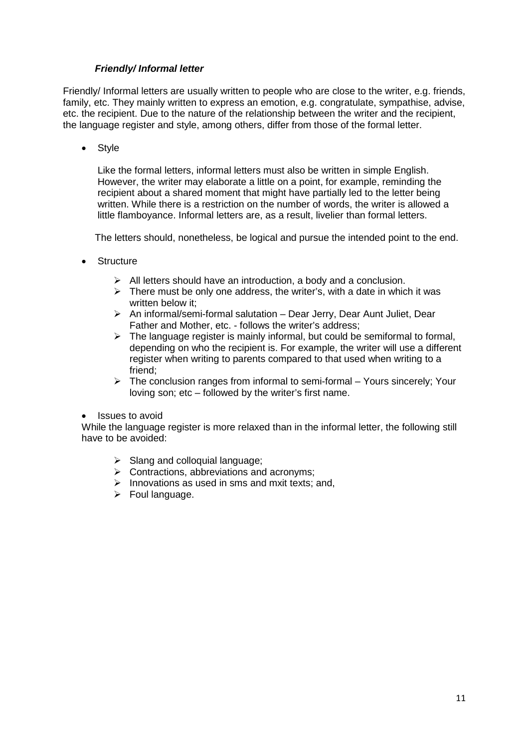### ***Friendly/ Informal letter***

Friendly/ Informal letters are usually written to people who are close to the writer, e.g. friends, family, etc. They mainly written to express an emotion, e.g. congratulate, sympathise, advise, etc. the recipient. Due to the nature of the relationship between the writer and the recipient, the language register and style, among others, differ from those of the formal letter.

- Style

  Like the formal letters, informal letters must also be written in simple English. However, the writer may elaborate a little on a point, for example, reminding the recipient about a shared moment that might have partially led to the letter being written. While there is a restriction on the number of words, the writer is allowed a little flamboyance. Informal letters are, as a result, livelier than formal letters.

  The letters should, nonetheless, be logical and pursue the intended point to the end.

- Structure

  - All letters should have an introduction, a body and a conclusion.
  - There must be only one address, the writer's, with a date in which it was written below it;
  - An informal/semi-formal salutation – Dear Jerry, Dear Aunt Juliet, Dear Father and Mother, etc. - follows the writer's address;
  - The language register is mainly informal, but could be semiformal to formal, depending on who the recipient is. For example, the writer will use a different register when writing to parents compared to that used when writing to a friend;
  - The conclusion ranges from informal to semi-formal – Yours sincerely; Your loving son; etc – followed by the writer's first name.

- Issues to avoid

While the language register is more relaxed than in the informal letter, the following still have to be avoided:

  - Slang and colloquial language;
  - Contractions, abbreviations and acronyms;
  - Innovations as used in sms and mxit texts; and,
  - Foul language.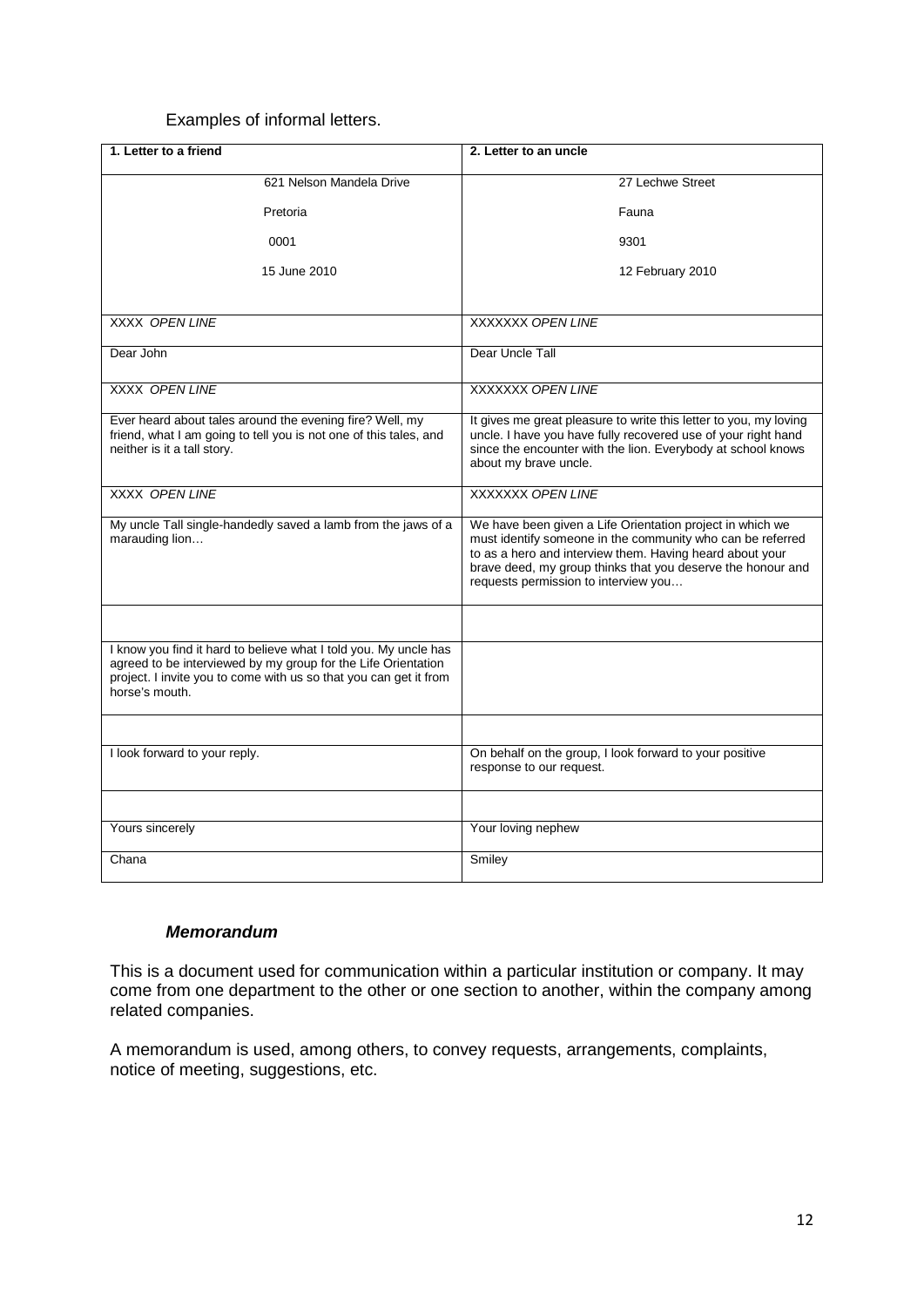Examples of informal letters.

| 1. Letter to a friend | 2. Letter to an uncle |
| --- | --- |
| 621 Nelson Mandela Drive<br><br>Pretoria<br><br>0001<br><br>15 June 2010 | 27 Lechwe Street<br><br>Fauna<br><br>9301<br><br>12 February 2010 |
| XXXX *OPEN LINE* | XXXXXXX *OPEN LINE* |
| Dear John | Dear Uncle Tall |
| XXXX *OPEN LINE* | XXXXXXX *OPEN LINE* |
| Ever heard about tales around the evening fire? Well, my friend, what I am going to tell you is not one of this tales, and neither is it a tall story. | It gives me great pleasure to write this letter to you, my loving uncle. I have you have fully recovered use of your right hand since the encounter with the lion. Everybody at school knows about my brave uncle. |
| XXXX *OPEN LINE* | XXXXXXX *OPEN LINE* |
| My uncle Tall single-handedly saved a lamb from the jaws of a marauding lion… | We have been given a Life Orientation project in which we must identify someone in the community who can be referred to as a hero and interview them. Having heard about your brave deed, my group thinks that you deserve the honour and requests permission to interview you… |
| | |
| I know you find it hard to believe what I told you. My uncle has agreed to be interviewed by my group for the Life Orientation project. I invite you to come with us so that you can get it from horse's mouth. | |
| | |
| I look forward to your reply. | On behalf on the group, I look forward to your positive response to our request. |
| | |
| Yours sincerely | Your loving nephew |
| Chana | Smiley |

### ***Memorandum***

This is a document used for communication within a particular institution or company. It may come from one department to the other or one section to another, within the company among related companies.

A memorandum is used, among others, to convey requests, arrangements, complaints, notice of meeting, suggestions, etc.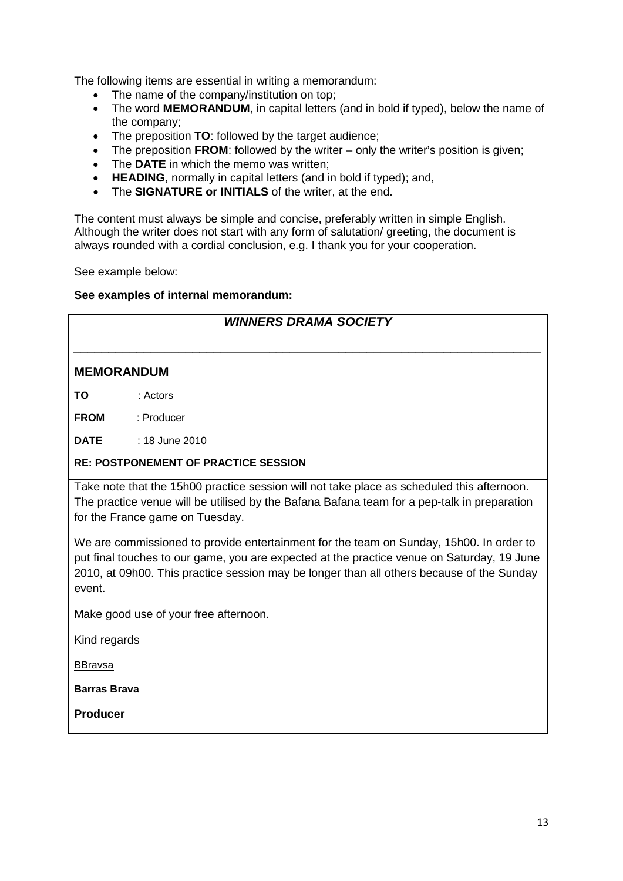The following items are essential in writing a memorandum:

- The name of the company/institution on top;
- The word **MEMORANDUM**, in capital letters (and in bold if typed), below the name of the company;
- The preposition **TO**: followed by the target audience;
- The preposition **FROM**: followed by the writer – only the writer's position is given;
- The **DATE** in which the memo was written;
- **HEADING**, normally in capital letters (and in bold if typed); and,
- The **SIGNATURE or INITIALS** of the writer, at the end.

The content must always be simple and concise, preferably written in simple English. Although the writer does not start with any form of salutation/ greeting, the document is always rounded with a cordial conclusion, e.g. I thank you for your cooperation.

See example below:

**See examples of internal memorandum:**

***WINNERS DRAMA SOCIETY***

---

**MEMORANDUM**

**TO** : Actors

**FROM** : Producer

**DATE** : 18 June 2010

**RE: POSTPONEMENT OF PRACTICE SESSION**

Take note that the 15h00 practice session will not take place as scheduled this afternoon. The practice venue will be utilised by the Bafana Bafana team for a pep-talk in preparation for the France game on Tuesday.

We are commissioned to provide entertainment for the team on Sunday, 15h00. In order to put final touches to our game, you are expected at the practice venue on Saturday, 19 June 2010, at 09h00. This practice session may be longer than all others because of the Sunday event.

Make good use of your free afternoon.

Kind regards

BBravsa

**Barras Brava**

**Producer**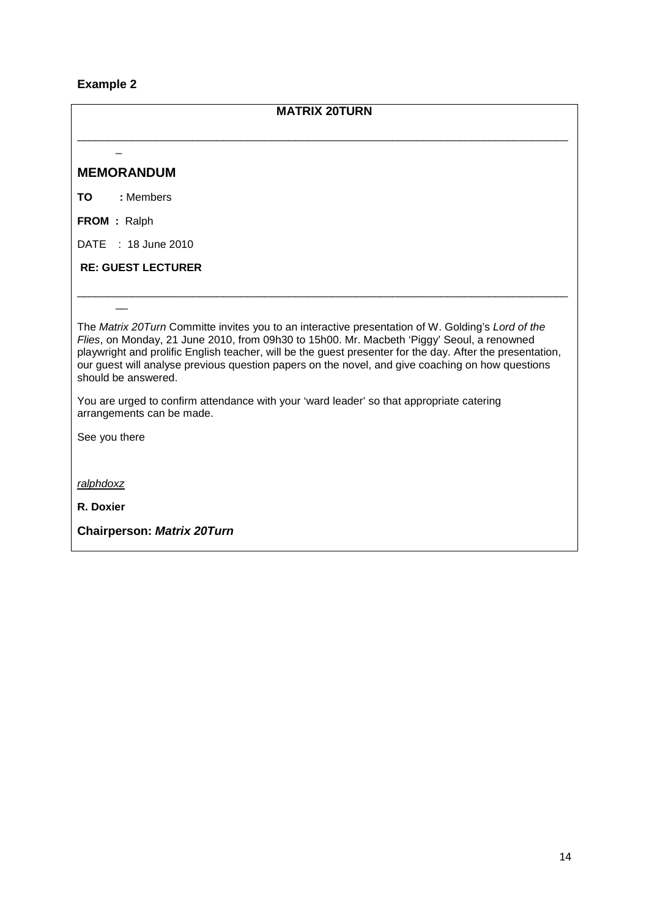**Example 2**

**MATRIX 20TURN**

---

## MEMORANDUM

**TO** **:** Members

**FROM :** Ralph

DATE : 18 June 2010

**RE: GUEST LECTURER**

---

The *Matrix 20Turn* Committe invites you to an interactive presentation of W. Golding's *Lord of the Flies*, on Monday, 21 June 2010, from 09h30 to 15h00. Mr. Macbeth 'Piggy' Seoul, a renowned playwright and prolific English teacher, will be the guest presenter for the day. After the presentation, our guest will analyse previous question papers on the novel, and give coaching on how questions should be answered.

You are urged to confirm attendance with your 'ward leader' so that appropriate catering arrangements can be made.

See you there

*ralphdoxz*

**R. Doxier**

**Chairperson: *Matrix 20Turn***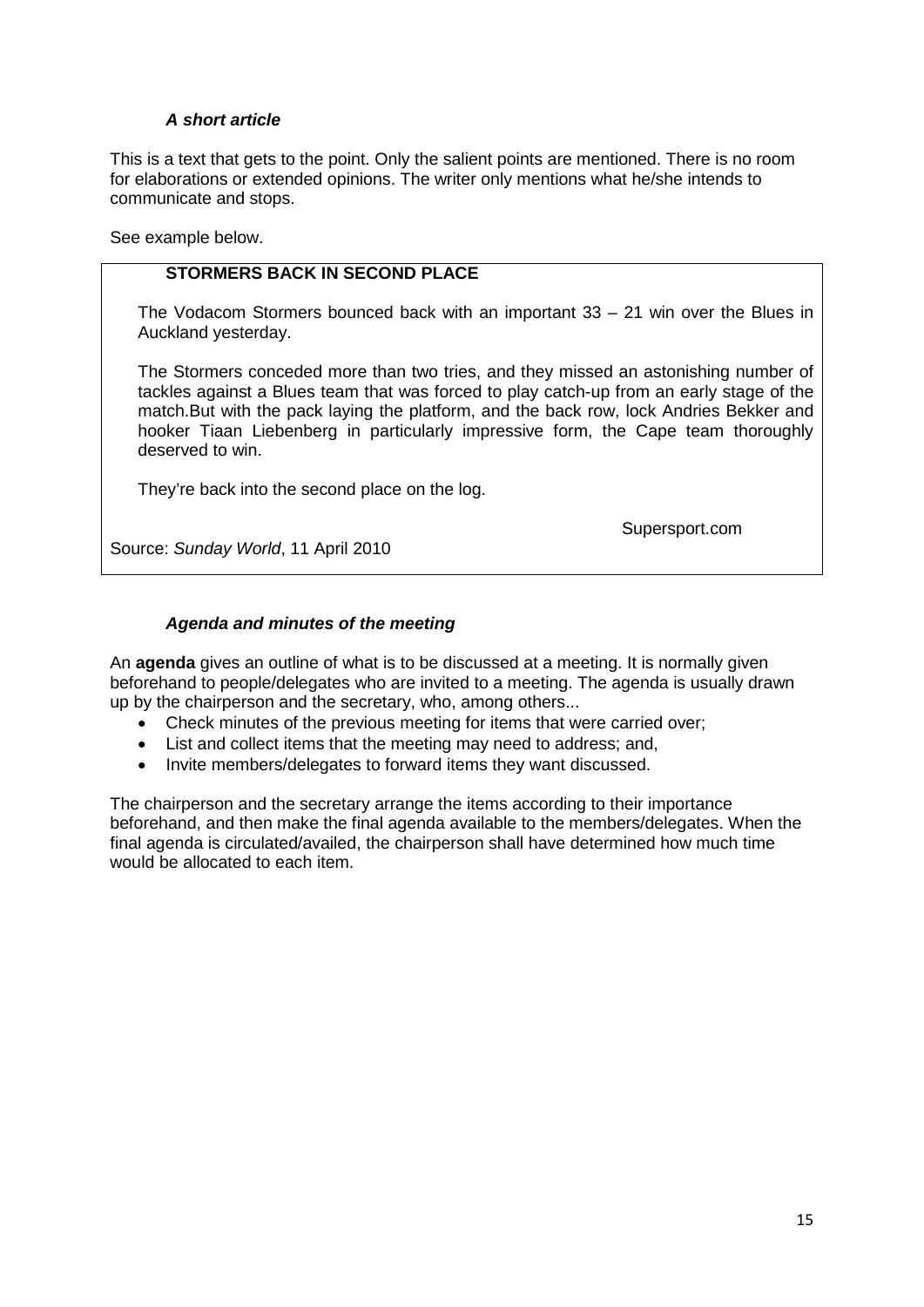***A short article***

This is a text that gets to the point. Only the salient points are mentioned. There is no room for elaborations or extended opinions. The writer only mentions what he/she intends to communicate and stops.

See example below.

> **STORMERS BACK IN SECOND PLACE**
>
> The Vodacom Stormers bounced back with an important 33 – 21 win over the Blues in Auckland yesterday.
>
> The Stormers conceded more than two tries, and they missed an astonishing number of tackles against a Blues team that was forced to play catch-up from an early stage of the match.But with the pack laying the platform, and the back row, lock Andries Bekker and hooker Tiaan Liebenberg in particularly impressive form, the Cape team thoroughly deserved to win.
>
> They're back into the second place on the log.
>
> Supersport.com
>
> Source: *Sunday World*, 11 April 2010

***Agenda and minutes of the meeting***

An **agenda** gives an outline of what is to be discussed at a meeting. It is normally given beforehand to people/delegates who are invited to a meeting. The agenda is usually drawn up by the chairperson and the secretary, who, among others...

- Check minutes of the previous meeting for items that were carried over;
- List and collect items that the meeting may need to address; and,
- Invite members/delegates to forward items they want discussed.

The chairperson and the secretary arrange the items according to their importance beforehand, and then make the final agenda available to the members/delegates. When the final agenda is circulated/availed, the chairperson shall have determined how much time would be allocated to each item.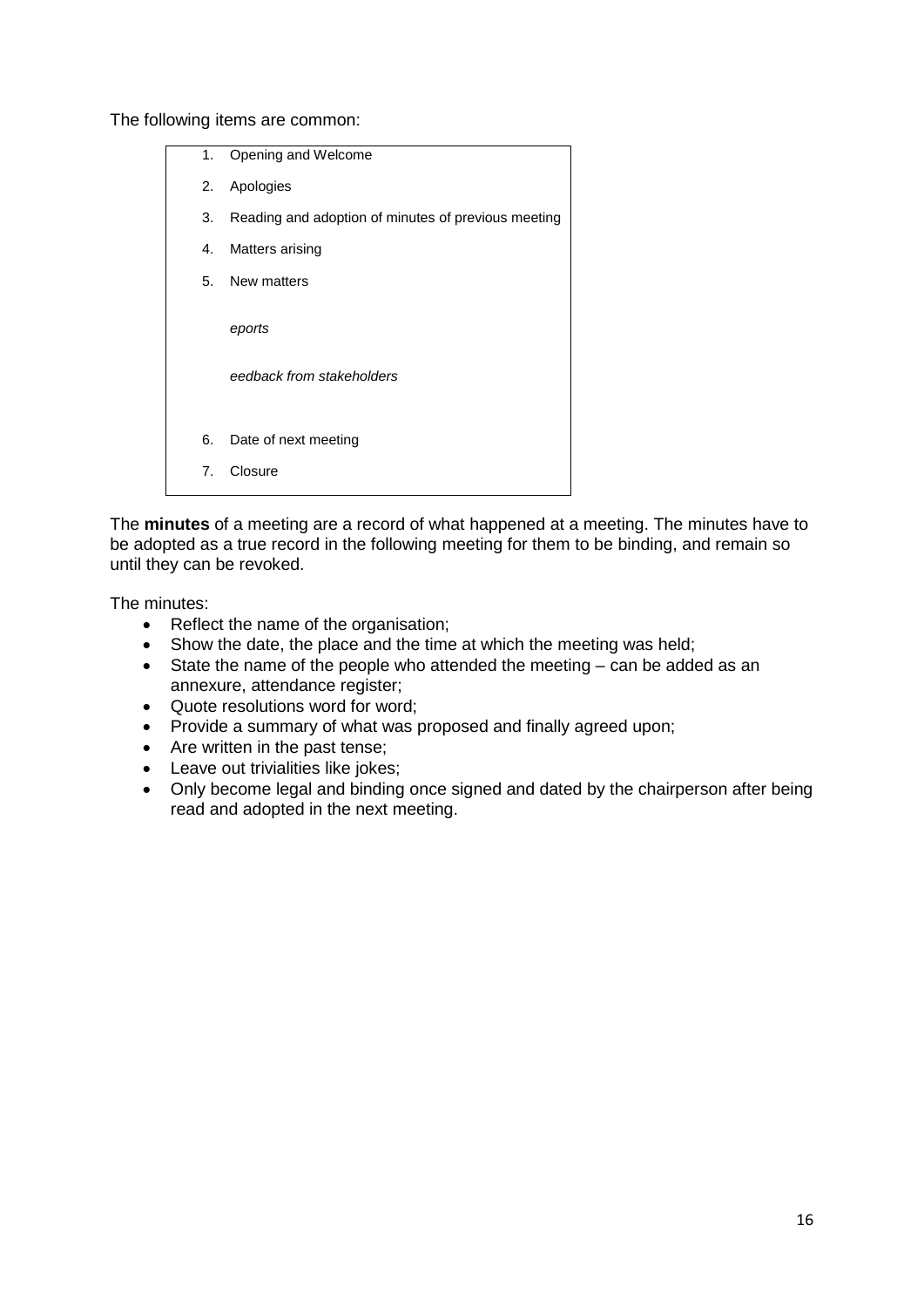The following items are common:

1. Opening and Welcome
2. Apologies
3. Reading and adoption of minutes of previous meeting
4. Matters arising
5. New matters

   *eports*

   *eedback from stakeholders*

6. Date of next meeting
7. Closure

The **minutes** of a meeting are a record of what happened at a meeting. The minutes have to be adopted as a true record in the following meeting for them to be binding, and remain so until they can be revoked.

The minutes:

- Reflect the name of the organisation;
- Show the date, the place and the time at which the meeting was held;
- State the name of the people who attended the meeting – can be added as an annexure, attendance register;
- Quote resolutions word for word;
- Provide a summary of what was proposed and finally agreed upon;
- Are written in the past tense;
- Leave out trivialities like jokes;
- Only become legal and binding once signed and dated by the chairperson after being read and adopted in the next meeting.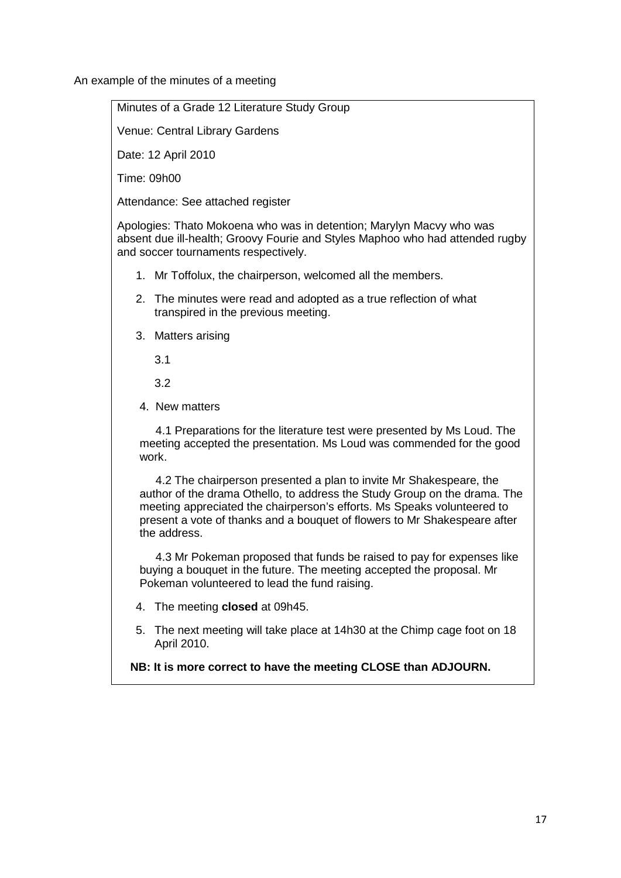An example of the minutes of a meeting

Minutes of a Grade 12 Literature Study Group

Venue: Central Library Gardens

Date: 12 April 2010

Time: 09h00

Attendance: See attached register

Apologies: Thato Mokoena who was in detention; Marylyn Macvy who was absent due ill-health; Groovy Fourie and Styles Maphoo who had attended rugby and soccer tournaments respectively.

1. Mr Toffolux, the chairperson, welcomed all the members.
2. The minutes were read and adopted as a true reflection of what transpired in the previous meeting.
3. Matters arising

   3.1

   3.2

4. New matters

   4.1 Preparations for the literature test were presented by Ms Loud. The meeting accepted the presentation. Ms Loud was commended for the good work.

   4.2 The chairperson presented a plan to invite Mr Shakespeare, the author of the drama Othello, to address the Study Group on the drama. The meeting appreciated the chairperson's efforts. Ms Speaks volunteered to present a vote of thanks and a bouquet of flowers to Mr Shakespeare after the address.

   4.3 Mr Pokeman proposed that funds be raised to pay for expenses like buying a bouquet in the future. The meeting accepted the proposal. Mr Pokeman volunteered to lead the fund raising.

4. The meeting **closed** at 09h45.
5. The next meeting will take place at 14h30 at the Chimp cage foot on 18 April 2010.

**NB: It is more correct to have the meeting CLOSE than ADJOURN.**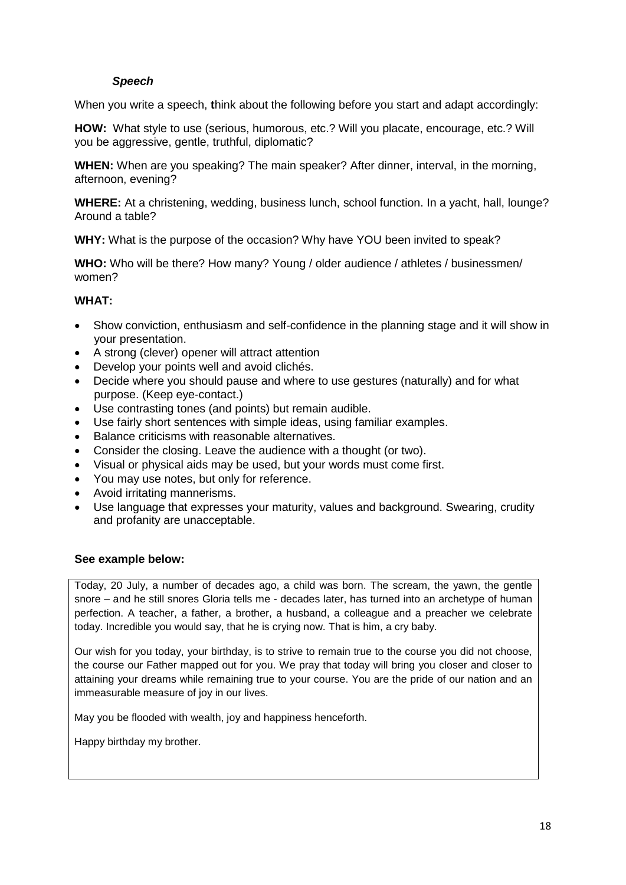### *Speech*

When you write a speech, **t**hink about the following before you start and adapt accordingly:

**HOW:** What style to use (serious, humorous, etc.? Will you placate, encourage, etc.? Will you be aggressive, gentle, truthful, diplomatic?

**WHEN:** When are you speaking? The main speaker? After dinner, interval, in the morning, afternoon, evening?

**WHERE:** At a christening, wedding, business lunch, school function. In a yacht, hall, lounge? Around a table?

**WHY:** What is the purpose of the occasion? Why have YOU been invited to speak?

**WHO:** Who will be there? How many? Young / older audience / athletes / businessmen/ women?

**WHAT:**

- Show conviction, enthusiasm and self-confidence in the planning stage and it will show in your presentation.
- A strong (clever) opener will attract attention
- Develop your points well and avoid clichés.
- Decide where you should pause and where to use gestures (naturally) and for what purpose. (Keep eye-contact.)
- Use contrasting tones (and points) but remain audible.
- Use fairly short sentences with simple ideas, using familiar examples.
- Balance criticisms with reasonable alternatives.
- Consider the closing. Leave the audience with a thought (or two).
- Visual or physical aids may be used, but your words must come first.
- You may use notes, but only for reference.
- Avoid irritating mannerisms.
- Use language that expresses your maturity, values and background. Swearing, crudity and profanity are unacceptable.

**See example below:**

Today, 20 July, a number of decades ago, a child was born. The scream, the yawn, the gentle snore – and he still snores Gloria tells me - decades later, has turned into an archetype of human perfection. A teacher, a father, a brother, a husband, a colleague and a preacher we celebrate today. Incredible you would say, that he is crying now. That is him, a cry baby.

Our wish for you today, your birthday, is to strive to remain true to the course you did not choose, the course our Father mapped out for you. We pray that today will bring you closer and closer to attaining your dreams while remaining true to your course. You are the pride of our nation and an immeasurable measure of joy in our lives.

May you be flooded with wealth, joy and happiness henceforth.

Happy birthday my brother.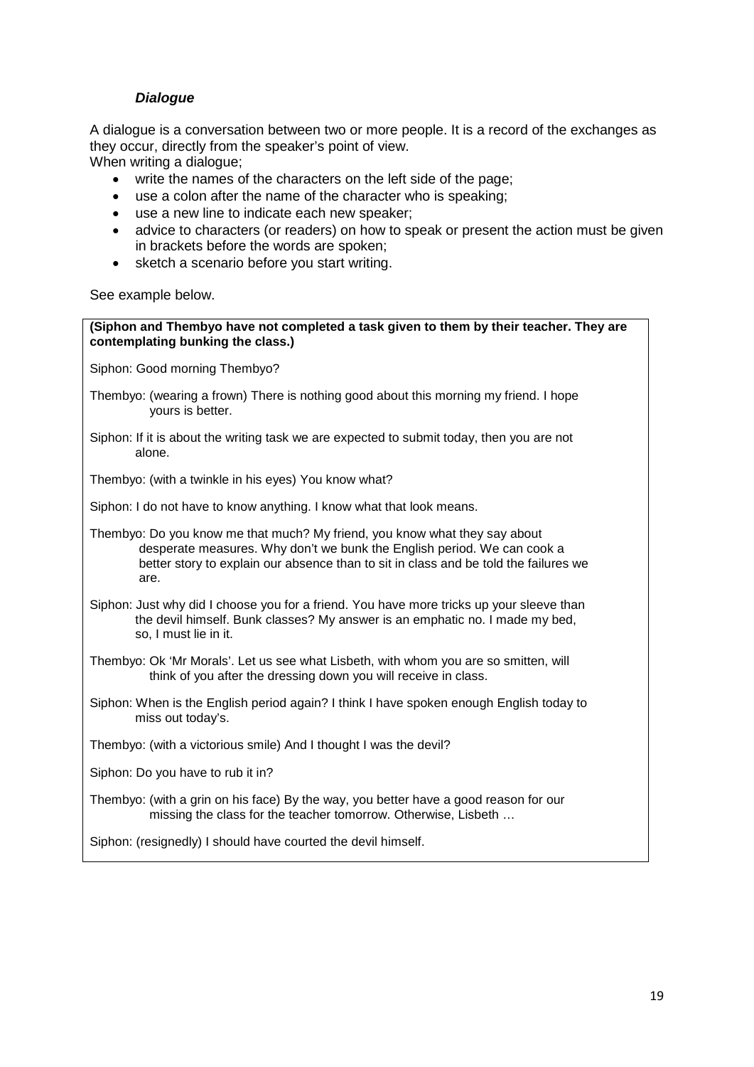### ***Dialogue***

A dialogue is a conversation between two or more people. It is a record of the exchanges as they occur, directly from the speaker's point of view.
When writing a dialogue;

- write the names of the characters on the left side of the page;
- use a colon after the name of the character who is speaking;
- use a new line to indicate each new speaker;
- advice to characters (or readers) on how to speak or present the action must be given in brackets before the words are spoken;
- sketch a scenario before you start writing.

See example below.

**(Siphon and Thembyo have not completed a task given to them by their teacher. They are contemplating bunking the class.)**

Siphon: Good morning Thembyo?

Thembyo: (wearing a frown) There is nothing good about this morning my friend. I hope yours is better.

Siphon: If it is about the writing task we are expected to submit today, then you are not alone.

Thembyo: (with a twinkle in his eyes) You know what?

Siphon: I do not have to know anything. I know what that look means.

Thembyo: Do you know me that much? My friend, you know what they say about desperate measures. Why don't we bunk the English period. We can cook a better story to explain our absence than to sit in class and be told the failures we are.

Siphon: Just why did I choose you for a friend. You have more tricks up your sleeve than the devil himself. Bunk classes? My answer is an emphatic no. I made my bed, so, I must lie in it.

Thembyo: Ok 'Mr Morals'. Let us see what Lisbeth, with whom you are so smitten, will think of you after the dressing down you will receive in class.

Siphon: When is the English period again? I think I have spoken enough English today to miss out today's.

Thembyo: (with a victorious smile) And I thought I was the devil?

Siphon: Do you have to rub it in?

Thembyo: (with a grin on his face) By the way, you better have a good reason for our missing the class for the teacher tomorrow. Otherwise, Lisbeth …

Siphon: (resignedly) I should have courted the devil himself.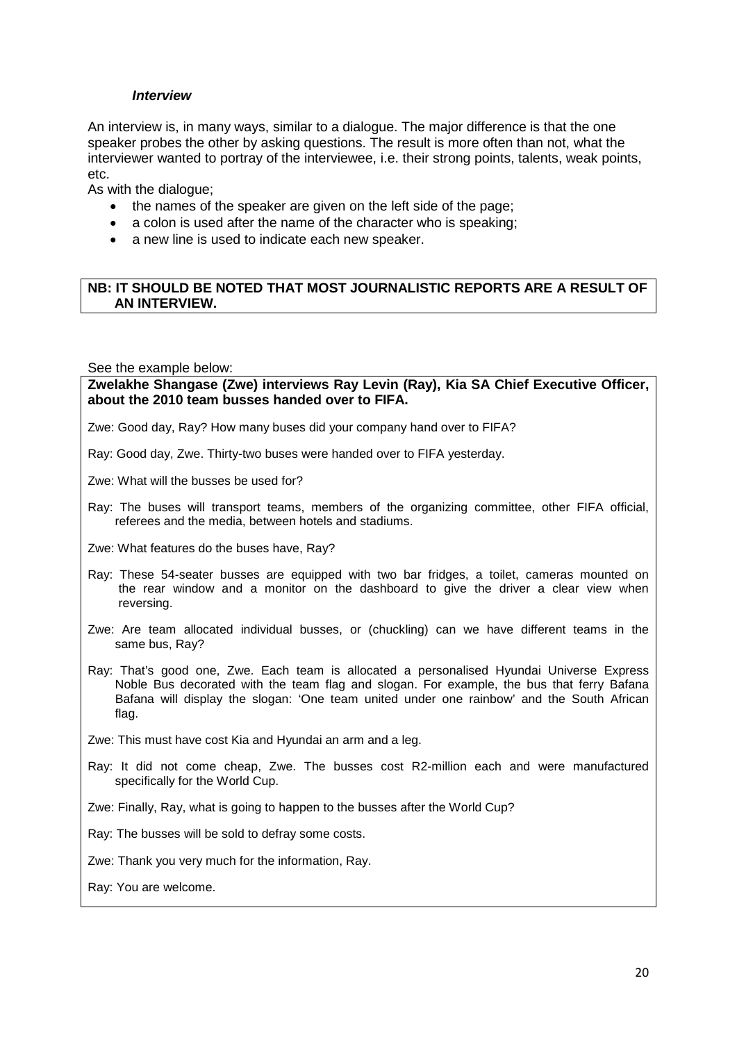***Interview***

An interview is, in many ways, similar to a dialogue. The major difference is that the one speaker probes the other by asking questions. The result is more often than not, what the interviewer wanted to portray of the interviewee, i.e. their strong points, talents, weak points, etc.

As with the dialogue;

- the names of the speaker are given on the left side of the page;
- a colon is used after the name of the character who is speaking;
- a new line is used to indicate each new speaker.

**NB: IT SHOULD BE NOTED THAT MOST JOURNALISTIC REPORTS ARE A RESULT OF AN INTERVIEW.**

See the example below:

**Zwelakhe Shangase (Zwe) interviews Ray Levin (Ray), Kia SA Chief Executive Officer, about the 2010 team busses handed over to FIFA.**

Zwe: Good day, Ray? How many buses did your company hand over to FIFA?

Ray: Good day, Zwe. Thirty-two buses were handed over to FIFA yesterday.

Zwe: What will the busses be used for?

Ray: The buses will transport teams, members of the organizing committee, other FIFA official, referees and the media, between hotels and stadiums.

Zwe: What features do the buses have, Ray?

Ray: These 54-seater busses are equipped with two bar fridges, a toilet, cameras mounted on the rear window and a monitor on the dashboard to give the driver a clear view when reversing.

Zwe: Are team allocated individual busses, or (chuckling) can we have different teams in the same bus, Ray?

Ray: That's good one, Zwe. Each team is allocated a personalised Hyundai Universe Express Noble Bus decorated with the team flag and slogan. For example, the bus that ferry Bafana Bafana will display the slogan: 'One team united under one rainbow' and the South African flag.

Zwe: This must have cost Kia and Hyundai an arm and a leg.

Ray: It did not come cheap, Zwe. The busses cost R2-million each and were manufactured specifically for the World Cup.

Zwe: Finally, Ray, what is going to happen to the busses after the World Cup?

Ray: The busses will be sold to defray some costs.

Zwe: Thank you very much for the information, Ray.

Ray: You are welcome.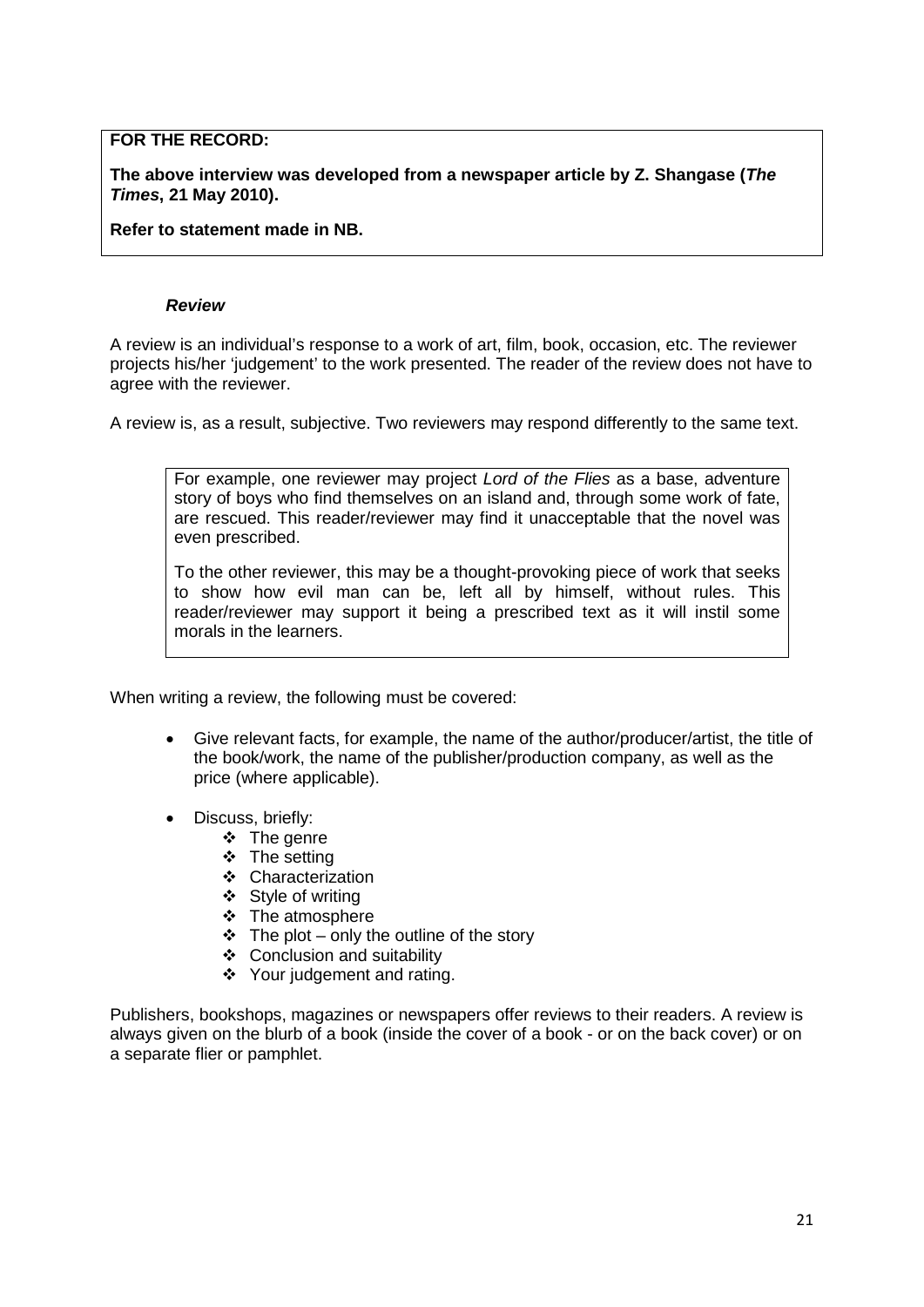**FOR THE RECORD:**

**The above interview was developed from a newspaper article by Z. Shangase (*The Times*, 21 May 2010).**

**Refer to statement made in NB.**

### ***Review***

A review is an individual's response to a work of art, film, book, occasion, etc. The reviewer projects his/her 'judgement' to the work presented. The reader of the review does not have to agree with the reviewer.

A review is, as a result, subjective. Two reviewers may respond differently to the same text.

> For example, one reviewer may project *Lord of the Flies* as a base, adventure story of boys who find themselves on an island and, through some work of fate, are rescued. This reader/reviewer may find it unacceptable that the novel was even prescribed.
>
> To the other reviewer, this may be a thought-provoking piece of work that seeks to show how evil man can be, left all by himself, without rules. This reader/reviewer may support it being a prescribed text as it will instil some morals in the learners.

When writing a review, the following must be covered:

- Give relevant facts, for example, the name of the author/producer/artist, the title of the book/work, the name of the publisher/production company, as well as the price (where applicable).
- Discuss, briefly:
  - The genre
  - The setting
  - Characterization
  - Style of writing
  - The atmosphere
  - The plot – only the outline of the story
  - Conclusion and suitability
  - Your judgement and rating.

Publishers, bookshops, magazines or newspapers offer reviews to their readers. A review is always given on the blurb of a book (inside the cover of a book - or on the back cover) or on a separate flier or pamphlet.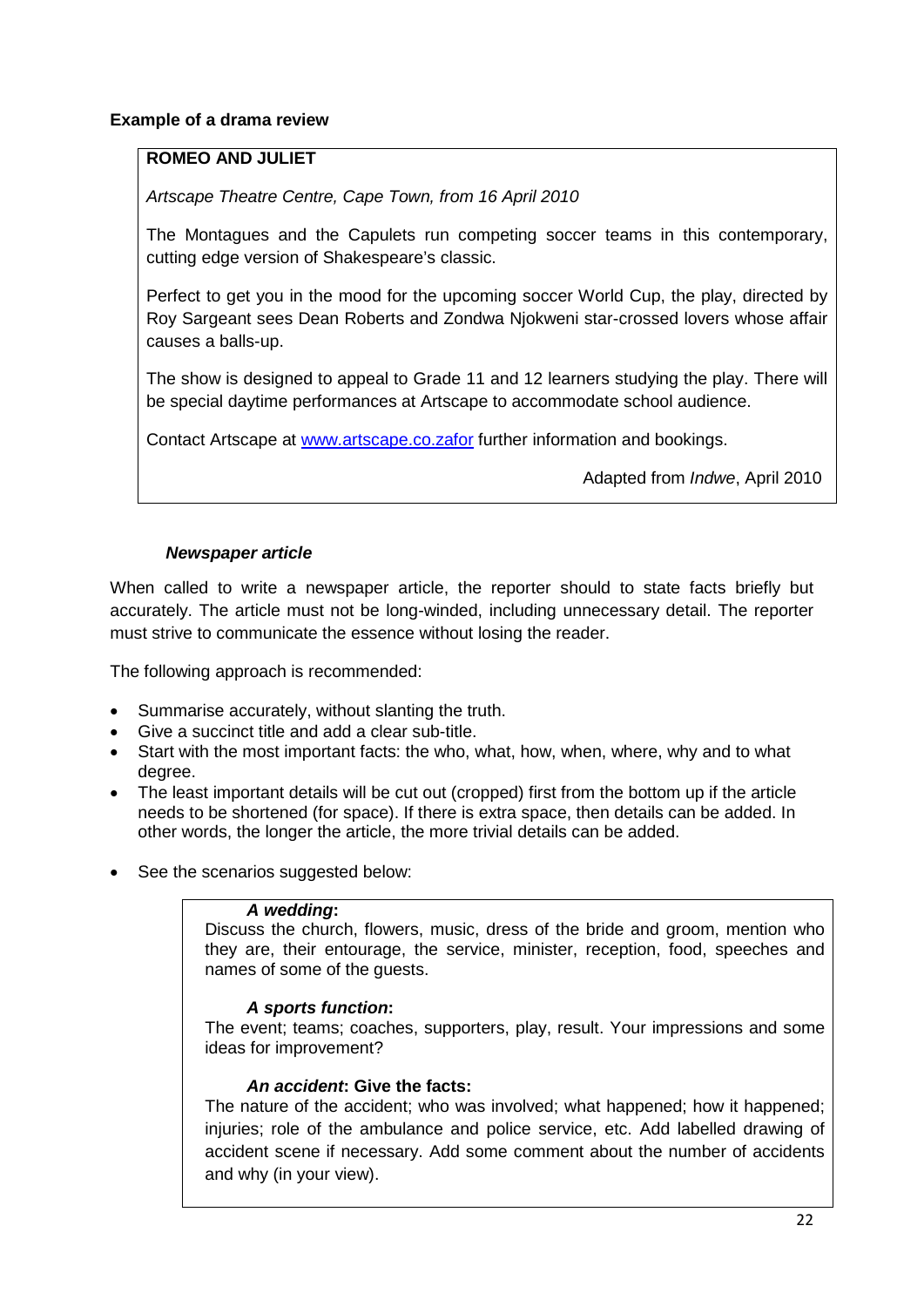**Example of a drama review**

> **ROMEO AND JULIET**
>
> *Artscape Theatre Centre, Cape Town, from 16 April 2010*
>
> The Montagues and the Capulets run competing soccer teams in this contemporary, cutting edge version of Shakespeare's classic.
>
> Perfect to get you in the mood for the upcoming soccer World Cup, the play, directed by Roy Sargeant sees Dean Roberts and Zondwa Njokweni star-crossed lovers whose affair causes a balls-up.
>
> The show is designed to appeal to Grade 11 and 12 learners studying the play. There will be special daytime performances at Artscape to accommodate school audience.
>
> Contact Artscape at www.artscape.co.zafor further information and bookings.
>
> Adapted from *Indwe*, April 2010

***Newspaper article***

When called to write a newspaper article, the reporter should to state facts briefly but accurately. The article must not be long-winded, including unnecessary detail. The reporter must strive to communicate the essence without losing the reader.

The following approach is recommended:

- Summarise accurately, without slanting the truth.
- Give a succinct title and add a clear sub-title.
- Start with the most important facts: the who, what, how, when, where, why and to what degree.
- The least important details will be cut out (cropped) first from the bottom up if the article needs to be shortened (for space). If there is extra space, then details can be added. In other words, the longer the article, the more trivial details can be added.

- See the scenarios suggested below:

> ***A wedding*:**
> Discuss the church, flowers, music, dress of the bride and groom, mention who they are, their entourage, the service, minister, reception, food, speeches and names of some of the guests.
>
> ***A sports function*:**
> The event; teams; coaches, supporters, play, result. Your impressions and some ideas for improvement?
>
> ***An accident*: Give the facts:**
> The nature of the accident; who was involved; what happened; how it happened; injuries; role of the ambulance and police service, etc. Add labelled drawing of accident scene if necessary. Add some comment about the number of accidents and why (in your view).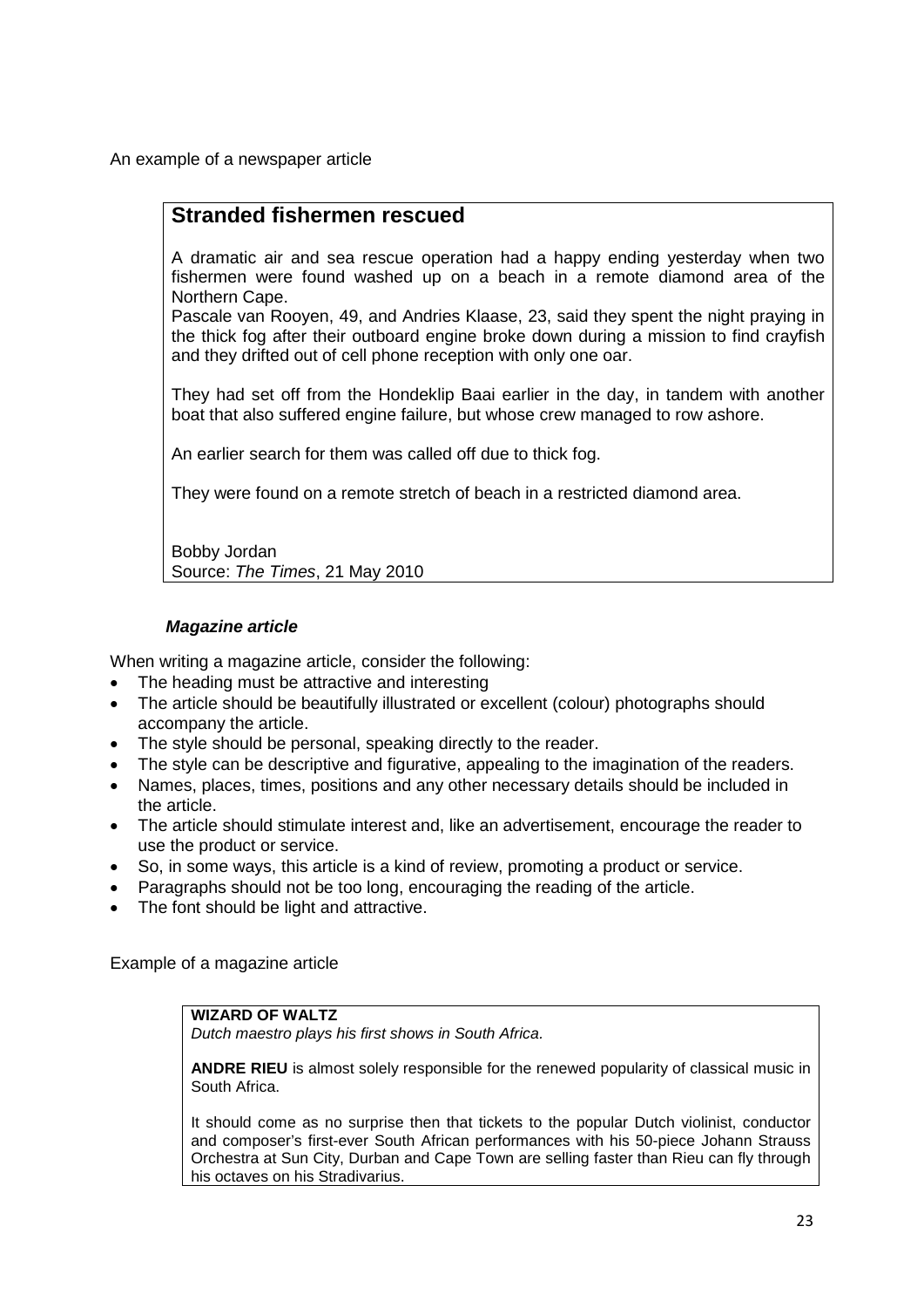An example of a newspaper article

## Stranded fishermen rescued

A dramatic air and sea rescue operation had a happy ending yesterday when two fishermen were found washed up on a beach in a remote diamond area of the Northern Cape.
Pascale van Rooyen, 49, and Andries Klaase, 23, said they spent the night praying in the thick fog after their outboard engine broke down during a mission to find crayfish and they drifted out of cell phone reception with only one oar.

They had set off from the Hondeklip Baai earlier in the day, in tandem with another boat that also suffered engine failure, but whose crew managed to row ashore.

An earlier search for them was called off due to thick fog.

They were found on a remote stretch of beach in a restricted diamond area.

Bobby Jordan
Source: *The Times*, 21 May 2010

### ***Magazine article***

When writing a magazine article, consider the following:

- The heading must be attractive and interesting
- The article should be beautifully illustrated or excellent (colour) photographs should accompany the article.
- The style should be personal, speaking directly to the reader.
- The style can be descriptive and figurative, appealing to the imagination of the readers.
- Names, places, times, positions and any other necessary details should be included in the article.
- The article should stimulate interest and, like an advertisement, encourage the reader to use the product or service.
- So, in some ways, this article is a kind of review, promoting a product or service.
- Paragraphs should not be too long, encouraging the reading of the article.
- The font should be light and attractive.

Example of a magazine article

**WIZARD OF WALTZ**
*Dutch maestro plays his first shows in South Africa.*

**ANDRE RIEU** is almost solely responsible for the renewed popularity of classical music in South Africa.

It should come as no surprise then that tickets to the popular Dutch violinist, conductor and composer's first-ever South African performances with his 50-piece Johann Strauss Orchestra at Sun City, Durban and Cape Town are selling faster than Rieu can fly through his octaves on his Stradivarius.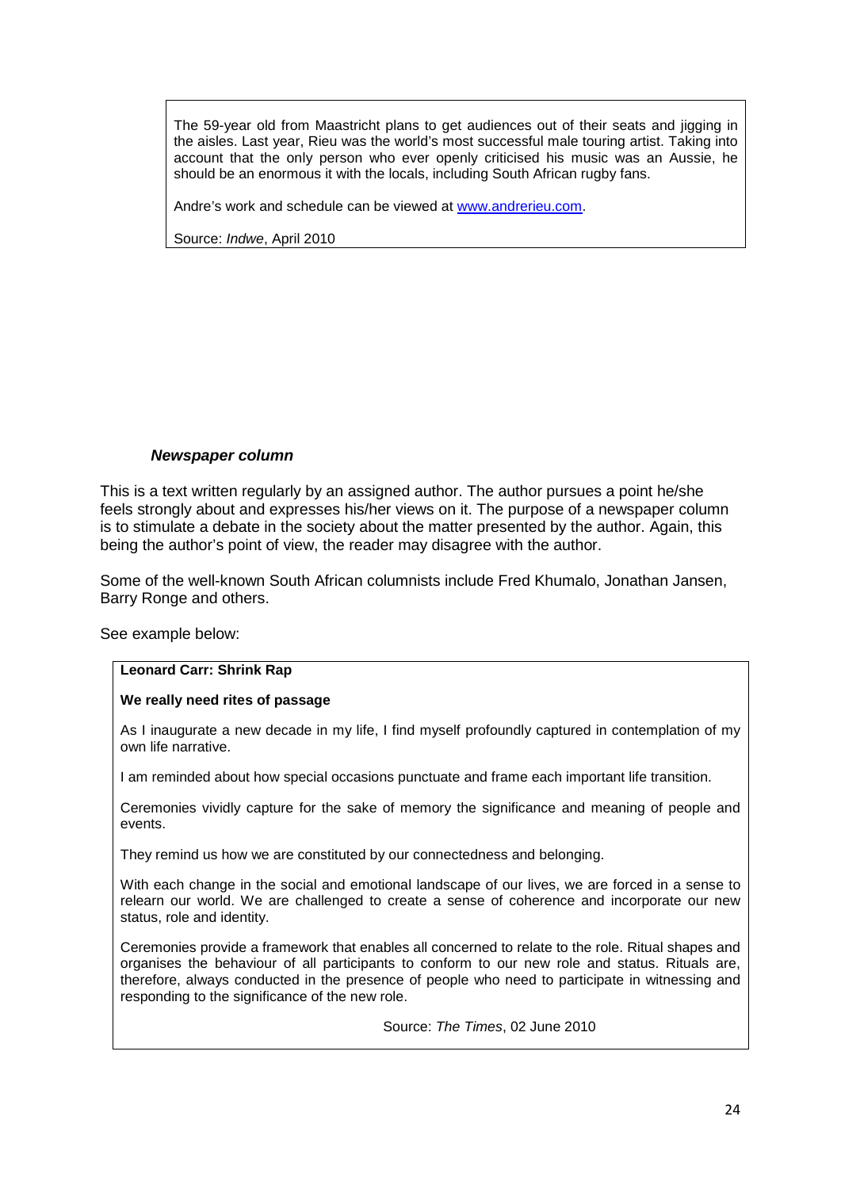The 59-year old from Maastricht plans to get audiences out of their seats and jigging in the aisles. Last year, Rieu was the world's most successful male touring artist. Taking into account that the only person who ever openly criticised his music was an Aussie, he should be an enormous it with the locals, including South African rugby fans.

Andre's work and schedule can be viewed at [www.andrerieu.com](http://www.andrerieu.com).

Source: *Indwe*, April 2010

***Newspaper column***

This is a text written regularly by an assigned author. The author pursues a point he/she feels strongly about and expresses his/her views on it. The purpose of a newspaper column is to stimulate a debate in the society about the matter presented by the author. Again, this being the author's point of view, the reader may disagree with the author.

Some of the well-known South African columnists include Fred Khumalo, Jonathan Jansen, Barry Ronge and others.

See example below:

**Leonard Carr: Shrink Rap**

**We really need rites of passage**

As I inaugurate a new decade in my life, I find myself profoundly captured in contemplation of my own life narrative.

I am reminded about how special occasions punctuate and frame each important life transition.

Ceremonies vividly capture for the sake of memory the significance and meaning of people and events.

They remind us how we are constituted by our connectedness and belonging.

With each change in the social and emotional landscape of our lives, we are forced in a sense to relearn our world. We are challenged to create a sense of coherence and incorporate our new status, role and identity.

Ceremonies provide a framework that enables all concerned to relate to the role. Ritual shapes and organises the behaviour of all participants to conform to our new role and status. Rituals are, therefore, always conducted in the presence of people who need to participate in witnessing and responding to the significance of the new role.

Source: *The Times*, 02 June 2010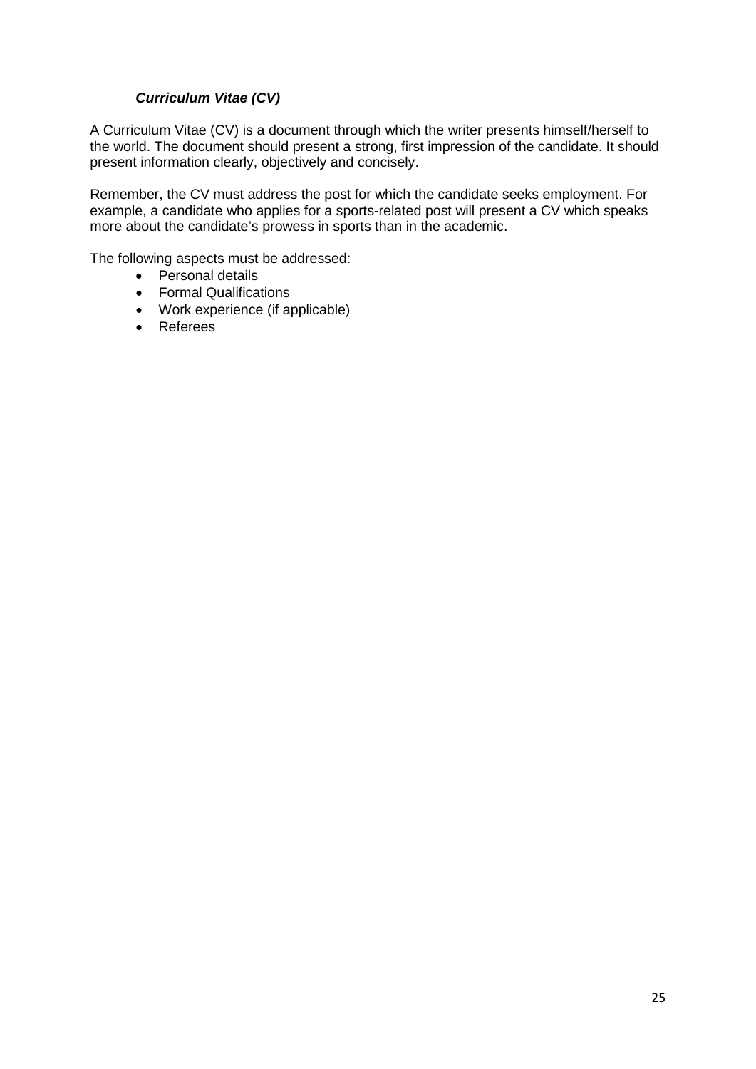### ***Curriculum Vitae (CV)***

A Curriculum Vitae (CV) is a document through which the writer presents himself/herself to the world. The document should present a strong, first impression of the candidate. It should present information clearly, objectively and concisely.

Remember, the CV must address the post for which the candidate seeks employment. For example, a candidate who applies for a sports-related post will present a CV which speaks more about the candidate's prowess in sports than in the academic.

The following aspects must be addressed:

- Personal details
- Formal Qualifications
- Work experience (if applicable)
- Referees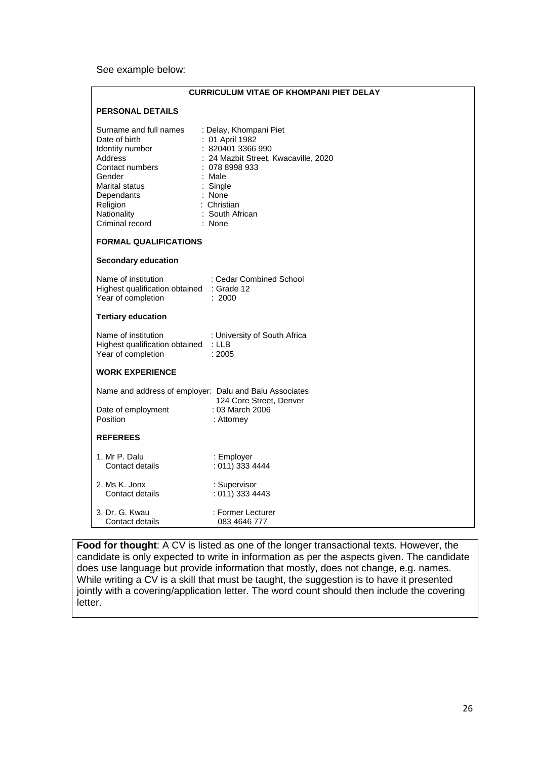See example below:

**CURRICULUM VITAE OF KHOMPANI PIET DELAY**

**PERSONAL DETAILS**

| | |
|---|---|
| Surname and full names | : Delay, Khompani Piet |
| Date of birth | : 01 April 1982 |
| Identity number | : 820401 3366 990 |
| Address | : 24 Mazbit Street, Kwacaville, 2020 |
| Contact numbers | : 078 8998 933 |
| Gender | : Male |
| Marital status | : Single |
| Dependants | : None |
| Religion | : Christian |
| Nationality | : South African |
| Criminal record | : None |

**FORMAL QUALIFICATIONS**

**Secondary education**

| | |
|---|---|
| Name of institution | : Cedar Combined School |
| Highest qualification obtained | : Grade 12 |
| Year of completion | : 2000 |

**Tertiary education**

| | |
|---|---|
| Name of institution | : University of South Africa |
| Highest qualification obtained | : LLB |
| Year of completion | : 2005 |

**WORK EXPERIENCE**

| | |
|---|---|
| Name and address of employer: | Dalu and Balu Associates<br>124 Core Street, Denver |
| Date of employment | : 03 March 2006 |
| Position | : Attorney |

**REFEREES**

| | |
|---|---|
| 1. Mr P. Dalu | : Employer |
| Contact details | : 011) 333 4444 |
| 2. Ms K. Jonx | : Supervisor |
| Contact details | : 011) 333 4443 |
| 3. Dr. G. Kwau | : Former Lecturer |
| Contact details | 083 4646 777 |

**Food for thought**: A CV is listed as one of the longer transactional texts. However, the candidate is only expected to write in information as per the aspects given. The candidate does use language but provide information that mostly, does not change, e.g. names. While writing a CV is a skill that must be taught, the suggestion is to have it presented jointly with a covering/application letter. The word count should then include the covering letter.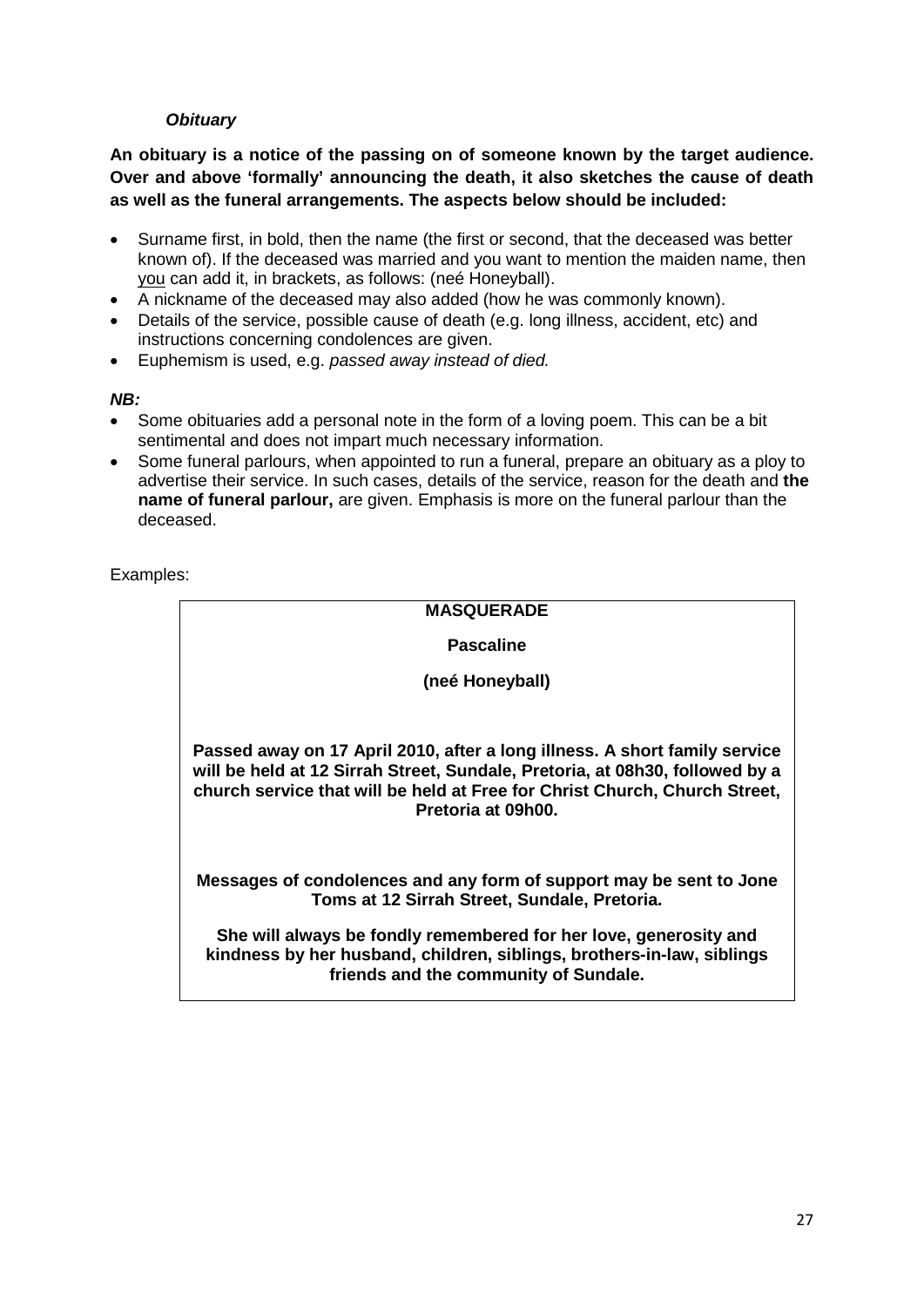### *Obituary*

**An obituary is a notice of the passing on of someone known by the target audience. Over and above 'formally' announcing the death, it also sketches the cause of death as well as the funeral arrangements. The aspects below should be included:**

- Surname first, in bold, then the name (the first or second, that the deceased was better known of). If the deceased was married and you want to mention the maiden name, then <u>you</u> can add it, in brackets, as follows: (neé Honeyball).
- A nickname of the deceased may also added (how he was commonly known).
- Details of the service, possible cause of death (e.g. long illness, accident, etc) and instructions concerning condolences are given.
- Euphemism is used, e.g. *passed away instead of died.*

***NB:***

- Some obituaries add a personal note in the form of a loving poem. This can be a bit sentimental and does not impart much necessary information.
- Some funeral parlours, when appointed to run a funeral, prepare an obituary as a ploy to advertise their service. In such cases, details of the service, reason for the death and **the name of funeral parlour,** are given. Emphasis is more on the funeral parlour than the deceased.

Examples:

**MASQUERADE**

**Pascaline**

**(neé Honeyball)**

**Passed away on 17 April 2010, after a long illness. A short family service will be held at 12 Sirrah Street, Sundale, Pretoria, at 08h30, followed by a church service that will be held at Free for Christ Church, Church Street, Pretoria at 09h00.**

**Messages of condolences and any form of support may be sent to Jone Toms at 12 Sirrah Street, Sundale, Pretoria.**

**She will always be fondly remembered for her love, generosity and kindness by her husband, children, siblings, brothers-in-law, siblings friends and the community of Sundale.**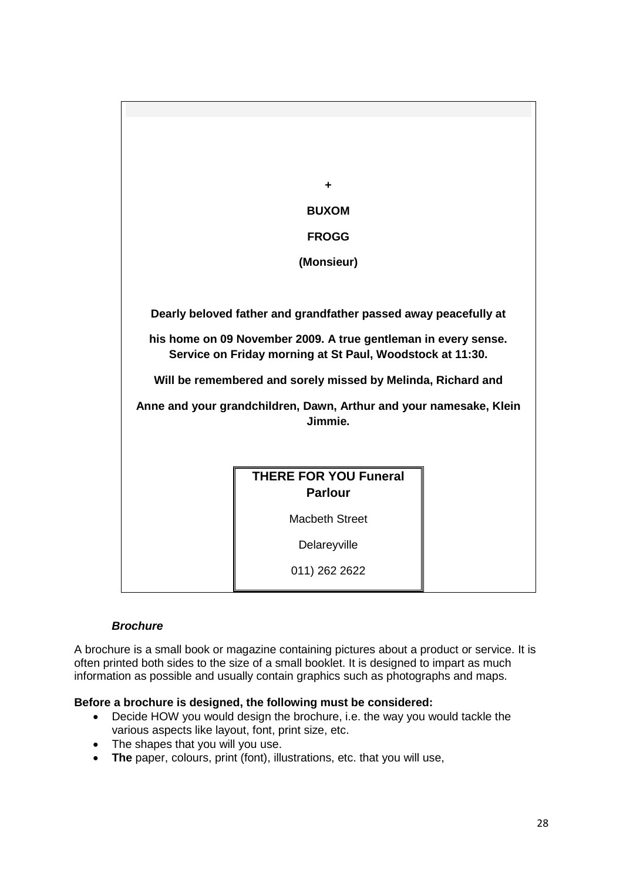**+**

**BUXOM**

**FROGG**

**(Monsieur)**

**Dearly beloved father and grandfather passed away peacefully at**

**his home on 09 November 2009. A true gentleman in every sense. Service on Friday morning at St Paul, Woodstock at 11:30.**

**Will be remembered and sorely missed by Melinda, Richard and**

**Anne and your grandchildren, Dawn, Arthur and your namesake, Klein Jimmie.**

| **THERE FOR YOU Funeral Parlour** |
|---|
| Macbeth Street |
| Delareyville |
| 011) 262 2622 |

***Brochure***

A brochure is a small book or magazine containing pictures about a product or service. It is often printed both sides to the size of a small booklet. It is designed to impart as much information as possible and usually contain graphics such as photographs and maps.

**Before a brochure is designed, the following must be considered:**

- Decide HOW you would design the brochure, i.e. the way you would tackle the various aspects like layout, font, print size, etc.
- The shapes that you will you use.
- **The** paper, colours, print (font), illustrations, etc. that you will use,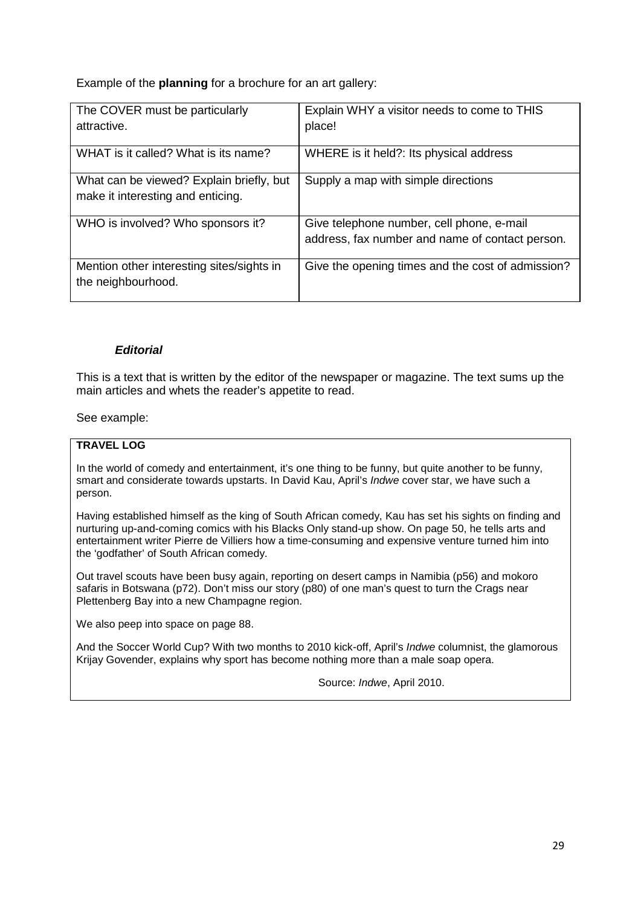Example of the **planning** for a brochure for an art gallery:

| | |
|---|---|
| The COVER must be particularly attractive. | Explain WHY a visitor needs to come to THIS place! |
| WHAT is it called? What is its name? | WHERE is it held?: Its physical address |
| What can be viewed? Explain briefly, but make it interesting and enticing. | Supply a map with simple directions |
| WHO is involved? Who sponsors it? | Give telephone number, cell phone, e-mail address, fax number and name of contact person. |
| Mention other interesting sites/sights in the neighbourhood. | Give the opening times and the cost of admission? |

### ***Editorial***

This is a text that is written by the editor of the newspaper or magazine. The text sums up the main articles and whets the reader's appetite to read.

See example:

> **TRAVEL LOG**
>
> In the world of comedy and entertainment, it's one thing to be funny, but quite another to be funny, smart and considerate towards upstarts. In David Kau, April's *Indwe* cover star, we have such a person.
>
> Having established himself as the king of South African comedy, Kau has set his sights on finding and nurturing up-and-coming comics with his Blacks Only stand-up show. On page 50, he tells arts and entertainment writer Pierre de Villiers how a time-consuming and expensive venture turned him into the 'godfather' of South African comedy.
>
> Out travel scouts have been busy again, reporting on desert camps in Namibia (p56) and mokoro safaris in Botswana (p72). Don't miss our story (p80) of one man's quest to turn the Crags near Plettenberg Bay into a new Champagne region.
>
> We also peep into space on page 88.
>
> And the Soccer World Cup? With two months to 2010 kick-off, April's *Indwe* columnist, the glamorous Krijay Govender, explains why sport has become nothing more than a male soap opera.
>
> Source: *Indwe*, April 2010.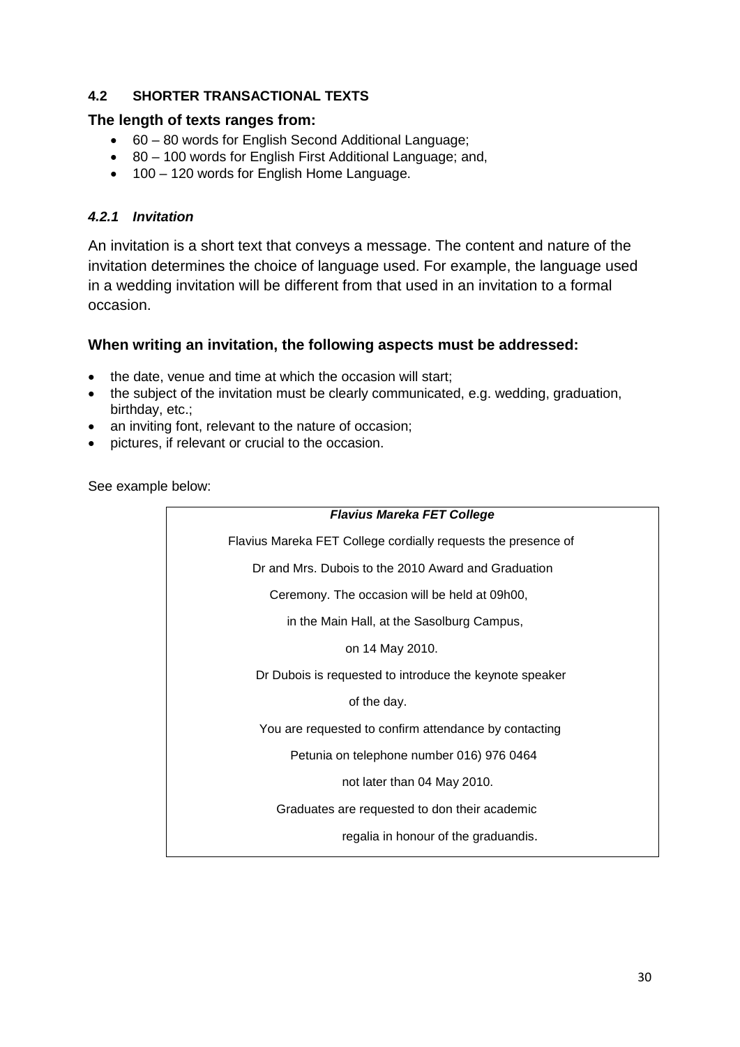### 4.2 SHORTER TRANSACTIONAL TEXTS

**The length of texts ranges from:**

- 60 – 80 words for English Second Additional Language;
- 80 – 100 words for English First Additional Language; and,
- 100 – 120 words for English Home Language.

#### *4.2.1 Invitation*

An invitation is a short text that conveys a message. The content and nature of the invitation determines the choice of language used. For example, the language used in a wedding invitation will be different from that used in an invitation to a formal occasion.

**When writing an invitation, the following aspects must be addressed:**

- the date, venue and time at which the occasion will start;
- the subject of the invitation must be clearly communicated, e.g. wedding, graduation, birthday, etc.;
- an inviting font, relevant to the nature of occasion;
- pictures, if relevant or crucial to the occasion.

See example below:

> ***Flavius Mareka FET College***
>
> Flavius Mareka FET College cordially requests the presence of
>
> Dr and Mrs. Dubois to the 2010 Award and Graduation
>
> Ceremony. The occasion will be held at 09h00,
>
> in the Main Hall, at the Sasolburg Campus,
>
> on 14 May 2010.
>
> Dr Dubois is requested to introduce the keynote speaker
>
> of the day.
>
> You are requested to confirm attendance by contacting
>
> Petunia on telephone number 016) 976 0464
>
> not later than 04 May 2010.
>
> Graduates are requested to don their academic
>
> regalia in honour of the graduandis.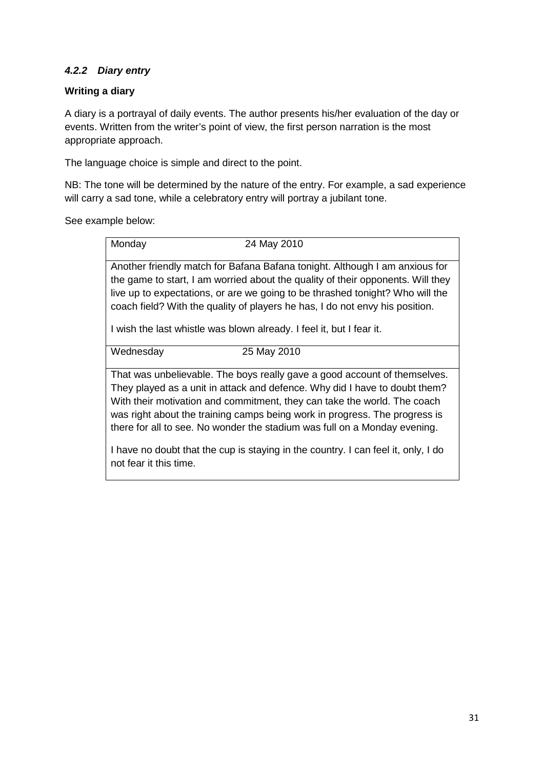#### *4.2.2 Diary entry*

**Writing a diary**

A diary is a portrayal of daily events. The author presents his/her evaluation of the day or events. Written from the writer's point of view, the first person narration is the most appropriate approach.

The language choice is simple and direct to the point.

NB: The tone will be determined by the nature of the entry. For example, a sad experience will carry a sad tone, while a celebratory entry will portray a jubilant tone.

See example below:

| Monday 24 May 2010 |
|---|
| Another friendly match for Bafana Bafana tonight. Although I am anxious for the game to start, I am worried about the quality of their opponents. Will they live up to expectations, or are we going to be thrashed tonight? Who will the coach field? With the quality of players he has, I do not envy his position.<br><br>I wish the last whistle was blown already. I feel it, but I fear it. |
| Wednesday 25 May 2010 |
| That was unbelievable. The boys really gave a good account of themselves. They played as a unit in attack and defence. Why did I have to doubt them? With their motivation and commitment, they can take the world. The coach was right about the training camps being work in progress. The progress is there for all to see. No wonder the stadium was full on a Monday evening.<br><br>I have no doubt that the cup is staying in the country. I can feel it, only, I do not fear it this time. |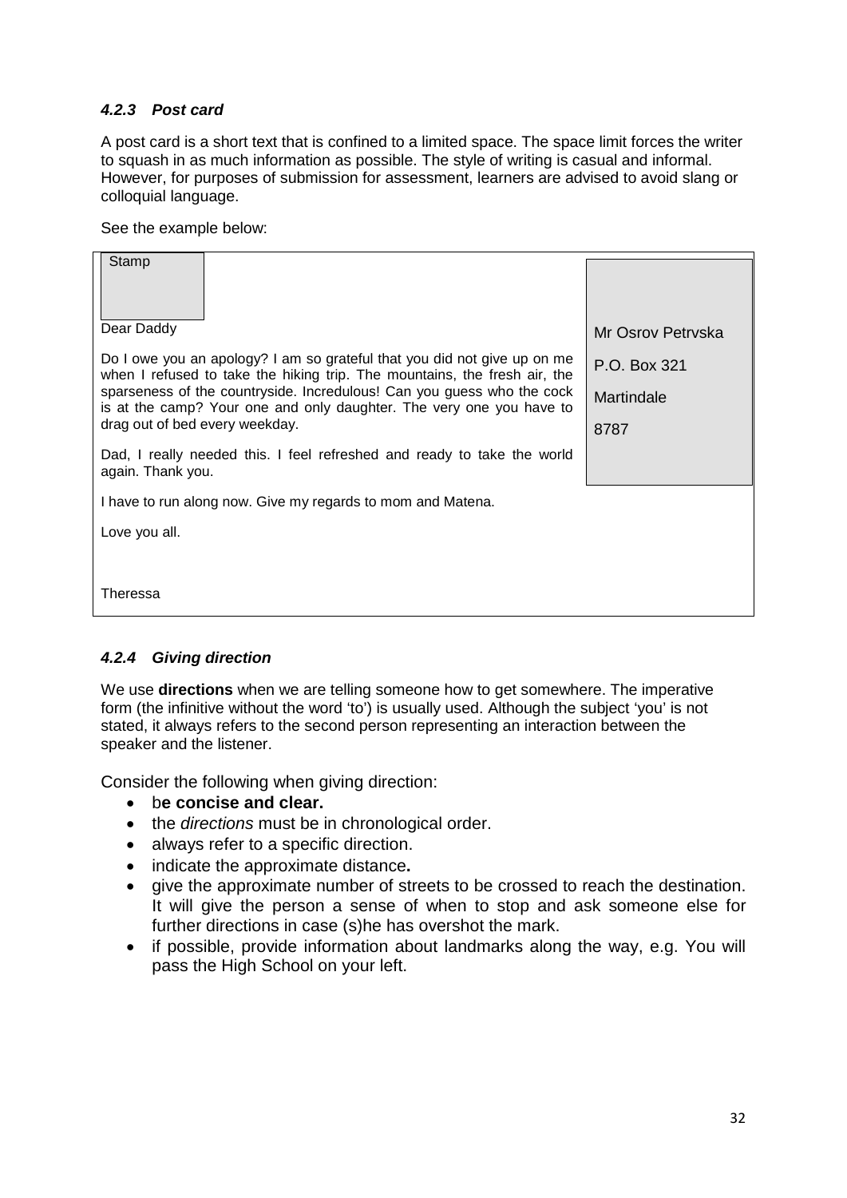### *4.2.3 Post card*

A post card is a short text that is confined to a limited space. The space limit forces the writer to squash in as much information as possible. The style of writing is casual and informal. However, for purposes of submission for assessment, learners are advised to avoid slang or colloquial language.

See the example below:

Stamp

Dear Daddy

Do I owe you an apology? I am so grateful that you did not give up on me when I refused to take the hiking trip. The mountains, the fresh air, the sparseness of the countryside. Incredulous! Can you guess who the cock is at the camp? Your one and only daughter. The very one you have to drag out of bed every weekday.

Dad, I really needed this. I feel refreshed and ready to take the world again. Thank you.

I have to run along now. Give my regards to mom and Matena.

Love you all.

Theressa

Mr Osrov Petrvska

P.O. Box 321

Martindale

8787

### *4.2.4 Giving direction*

We use **directions** when we are telling someone how to get somewhere. The imperative form (the infinitive without the word 'to') is usually used. Although the subject 'you' is not stated, it always refers to the second person representing an interaction between the speaker and the listener.

Consider the following when giving direction:

- b**e concise and clear.**
- the *directions* must be in chronological order.
- always refer to a specific direction.
- indicate the approximate distance**.**
- give the approximate number of streets to be crossed to reach the destination. It will give the person a sense of when to stop and ask someone else for further directions in case (s)he has overshot the mark.
- if possible, provide information about landmarks along the way, e.g. You will pass the High School on your left.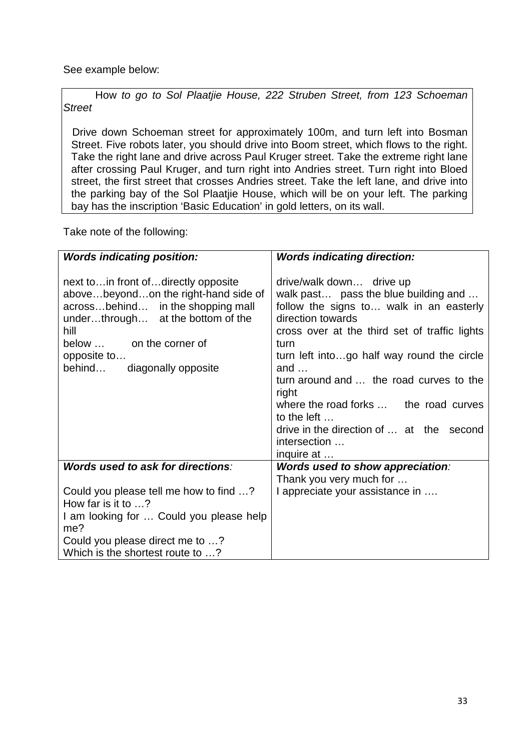See example below:

> How *to go to Sol Plaatjie House, 222 Struben Street, from 123 Schoeman Street*
>
> Drive down Schoeman street for approximately 100m, and turn left into Bosman Street. Five robots later, you should drive into Boom street, which flows to the right. Take the right lane and drive across Paul Kruger street. Take the extreme right lane after crossing Paul Kruger, and turn right into Andries street. Turn right into Bloed street, the first street that crosses Andries street. Take the left lane, and drive into the parking bay of the Sol Plaatjie House, which will be on your left. The parking bay has the inscription 'Basic Education' in gold letters, on its wall.

Take note of the following:

| ***Words indicating position:*** | ***Words indicating direction:*** |
|---|---|
| next to…in front of…directly opposite<br>above…beyond…on the right-hand side of<br>across…behind… in the shopping mall<br>under…through… at the bottom of the hill<br>below … on the corner of<br>opposite to…<br>behind… diagonally opposite | drive/walk down… drive up<br>walk past… pass the blue building and …<br>follow the signs to… walk in an easterly direction towards<br>cross over at the third set of traffic lights<br>turn<br>turn left into…go half way round the circle and …<br>turn around and … the road curves to the right<br>where the road forks … the road curves to the left …<br>drive in the direction of … at the second intersection …<br>inquire at … |
| ***Words used to ask for directions:***<br><br>Could you please tell me how to find …?<br>How far is it to …?<br>I am looking for … Could you please help me?<br>Could you please direct me to …?<br>Which is the shortest route to …? | ***Words used to show appreciation:***<br>Thank you very much for …<br>I appreciate your assistance in …. |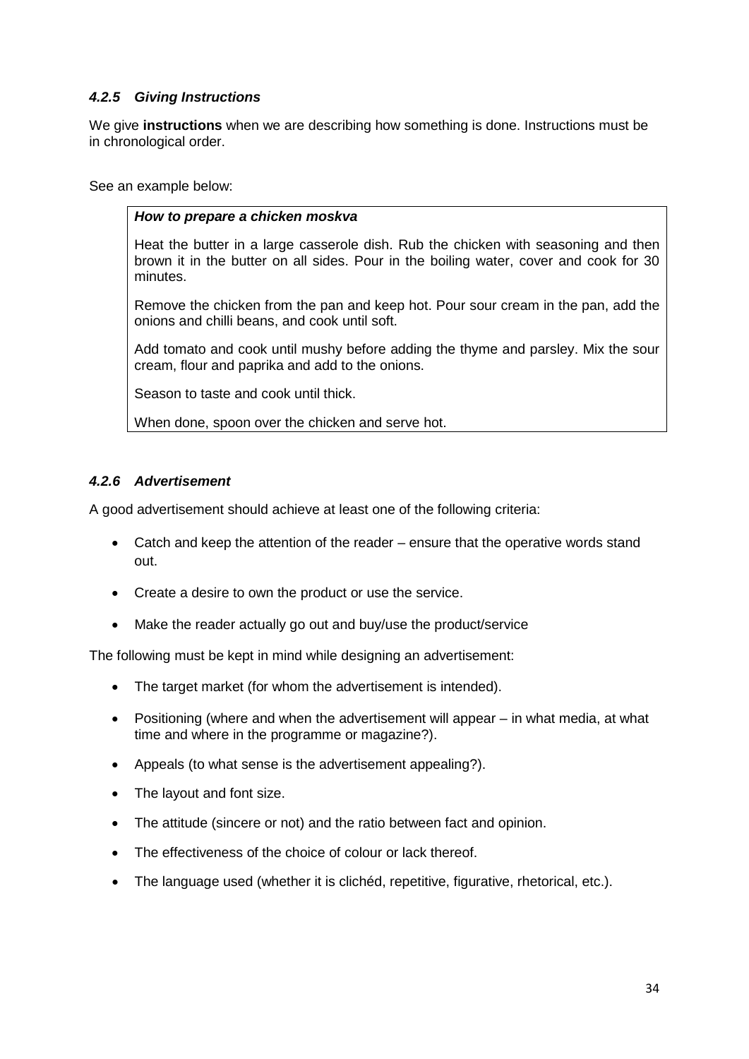### *4.2.5 Giving Instructions*

We give **instructions** when we are describing how something is done. Instructions must be in chronological order.

See an example below:

> ***How to prepare a chicken moskva***
>
> Heat the butter in a large casserole dish. Rub the chicken with seasoning and then brown it in the butter on all sides. Pour in the boiling water, cover and cook for 30 minutes.
>
> Remove the chicken from the pan and keep hot. Pour sour cream in the pan, add the onions and chilli beans, and cook until soft.
>
> Add tomato and cook until mushy before adding the thyme and parsley. Mix the sour cream, flour and paprika and add to the onions.
>
> Season to taste and cook until thick.
>
> When done, spoon over the chicken and serve hot.

### *4.2.6 Advertisement*

A good advertisement should achieve at least one of the following criteria:

- Catch and keep the attention of the reader – ensure that the operative words stand out.
- Create a desire to own the product or use the service.
- Make the reader actually go out and buy/use the product/service

The following must be kept in mind while designing an advertisement:

- The target market (for whom the advertisement is intended).
- Positioning (where and when the advertisement will appear – in what media, at what time and where in the programme or magazine?).
- Appeals (to what sense is the advertisement appealing?).
- The layout and font size.
- The attitude (sincere or not) and the ratio between fact and opinion.
- The effectiveness of the choice of colour or lack thereof.
- The language used (whether it is clichéd, repetitive, figurative, rhetorical, etc.).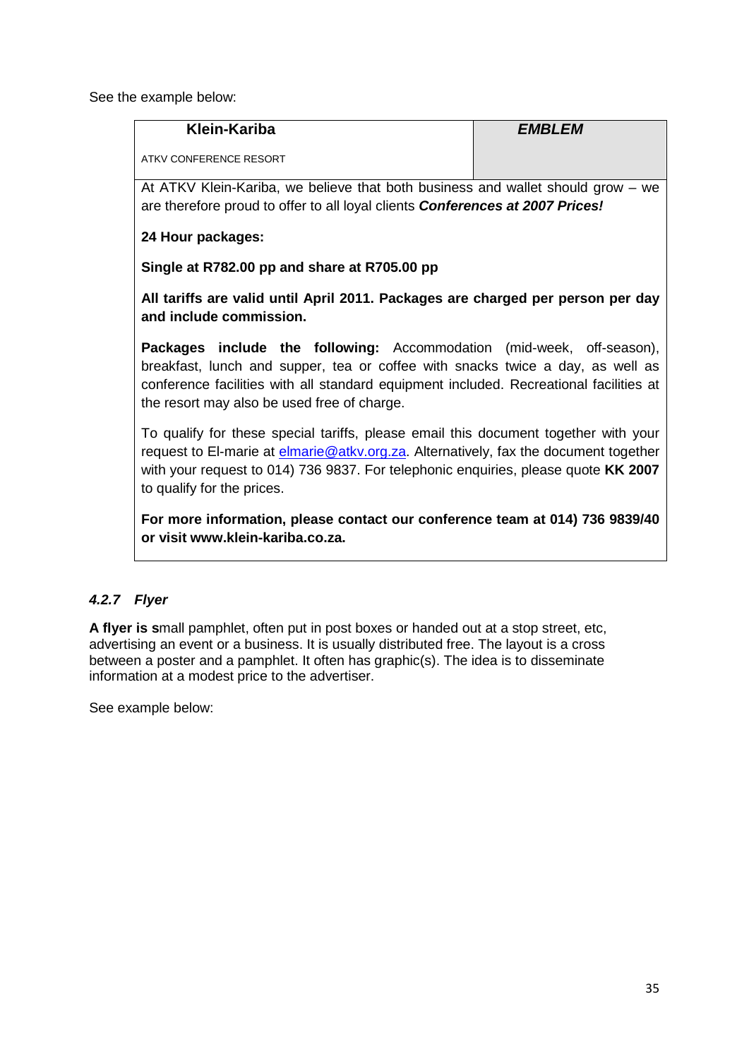See the example below:

| **Klein-Kariba**<br><br>ATKV CONFERENCE RESORT | ***EMBLEM*** |
|---|---|

At ATKV Klein-Kariba, we believe that both business and wallet should grow – we are therefore proud to offer to all loyal clients ***Conferences at 2007 Prices!***

**24 Hour packages:**

**Single at R782.00 pp and share at R705.00 pp**

**All tariffs are valid until April 2011. Packages are charged per person per day and include commission.**

**Packages include the following:** Accommodation (mid-week, off-season), breakfast, lunch and supper, tea or coffee with snacks twice a day, as well as conference facilities with all standard equipment included. Recreational facilities at the resort may also be used free of charge.

To qualify for these special tariffs, please email this document together with your request to El-marie at elmarie@atkv.org.za. Alternatively, fax the document together with your request to 014) 736 9837. For telephonic enquiries, please quote **KK 2007** to qualify for the prices.

**For more information, please contact our conference team at 014) 736 9839/40 or visit www.klein-kariba.co.za.**

### *4.2.7 Flyer*

**A flyer is s**mall pamphlet, often put in post boxes or handed out at a stop street, etc, advertising an event or a business. It is usually distributed free. The layout is a cross between a poster and a pamphlet. It often has graphic(s). The idea is to disseminate information at a modest price to the advertiser.

See example below: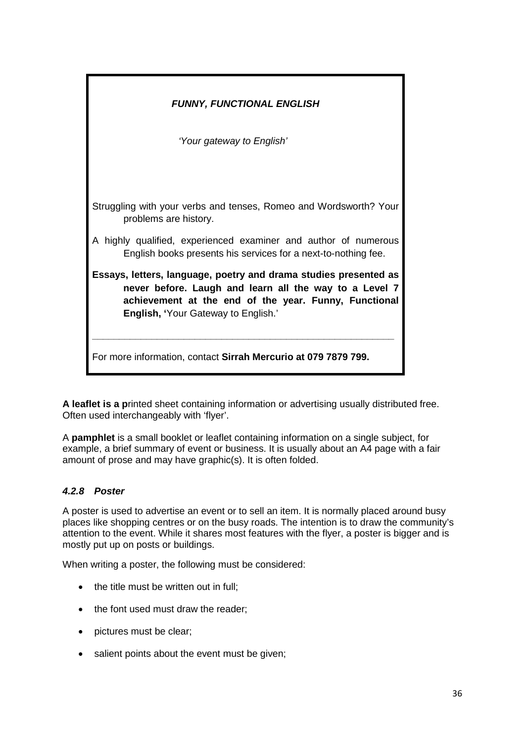***FUNNY, FUNCTIONAL ENGLISH***

*'Your gateway to English'*

Struggling with your verbs and tenses, Romeo and Wordsworth? Your problems are history.

A highly qualified, experienced examiner and author of numerous English books presents his services for a next-to-nothing fee.

**Essays, letters, language, poetry and drama studies presented as never before. Laugh and learn all the way to a Level 7 achievement at the end of the year. Funny, Functional English, '**Your Gateway to English.'

---

For more information, contact **Sirrah Mercurio at 079 7879 799.**

**A leaflet is a p**rinted sheet containing information or advertising usually distributed free. Often used interchangeably with 'flyer'.

A **pamphlet** is a small booklet or leaflet containing information on a single subject, for example, a brief summary of event or business. It is usually about an A4 page with a fair amount of prose and may have graphic(s). It is often folded.

#### *4.2.8 Poster*

A poster is used to advertise an event or to sell an item. It is normally placed around busy places like shopping centres or on the busy roads. The intention is to draw the community's attention to the event. While it shares most features with the flyer, a poster is bigger and is mostly put up on posts or buildings.

When writing a poster, the following must be considered:

- the title must be written out in full;
- the font used must draw the reader;
- pictures must be clear;
- salient points about the event must be given;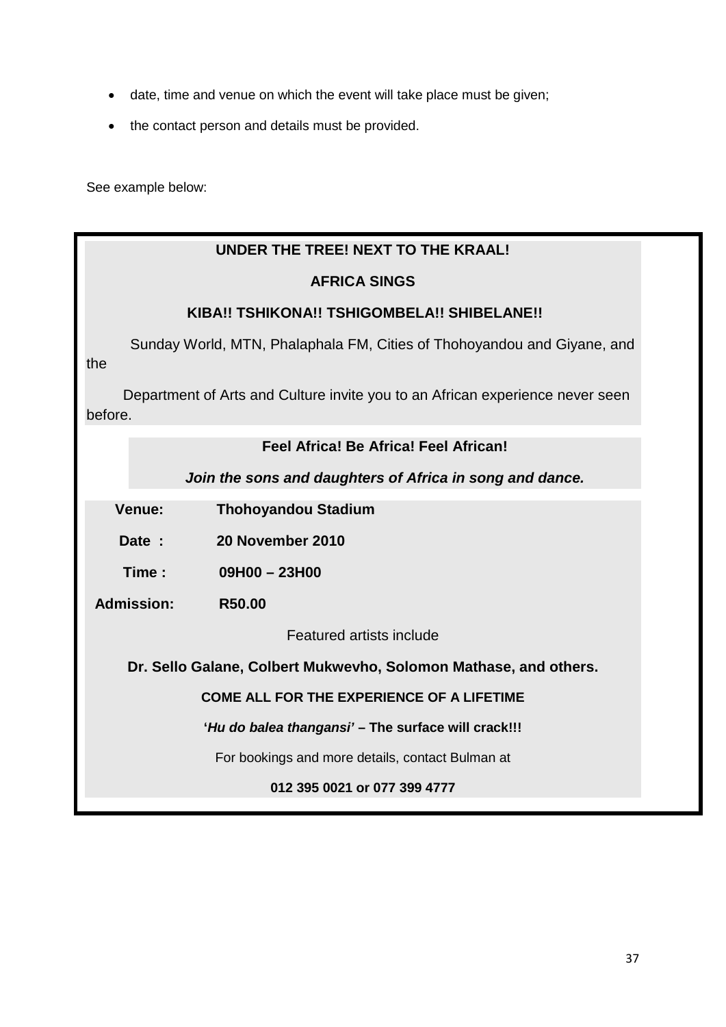- date, time and venue on which the event will take place must be given;
- the contact person and details must be provided.

See example below:

**UNDER THE TREE! NEXT TO THE KRAAL!**

**AFRICA SINGS**

**KIBA!! TSHIKONA!! TSHIGOMBELA!! SHIBELANE!!**

Sunday World, MTN, Phalaphala FM, Cities of Thohoyandou and Giyane, and the

Department of Arts and Culture invite you to an African experience never seen before.

**Feel Africa! Be Africa! Feel African!**

***Join the sons and daughters of Africa in song and dance.***

**Venue:** **Thohoyandou Stadium**

**Date :** **20 November 2010**

**Time :** **09H00 – 23H00**

**Admission:** **R50.00**

Featured artists include

**Dr. Sello Galane, Colbert Mukwevho, Solomon Mathase, and others.**

**COME ALL FOR THE EXPERIENCE OF A LIFETIME**

**'*Hu do balea thangansi'* – The surface will crack!!!**

For bookings and more details, contact Bulman at

**012 395 0021 or 077 399 4777**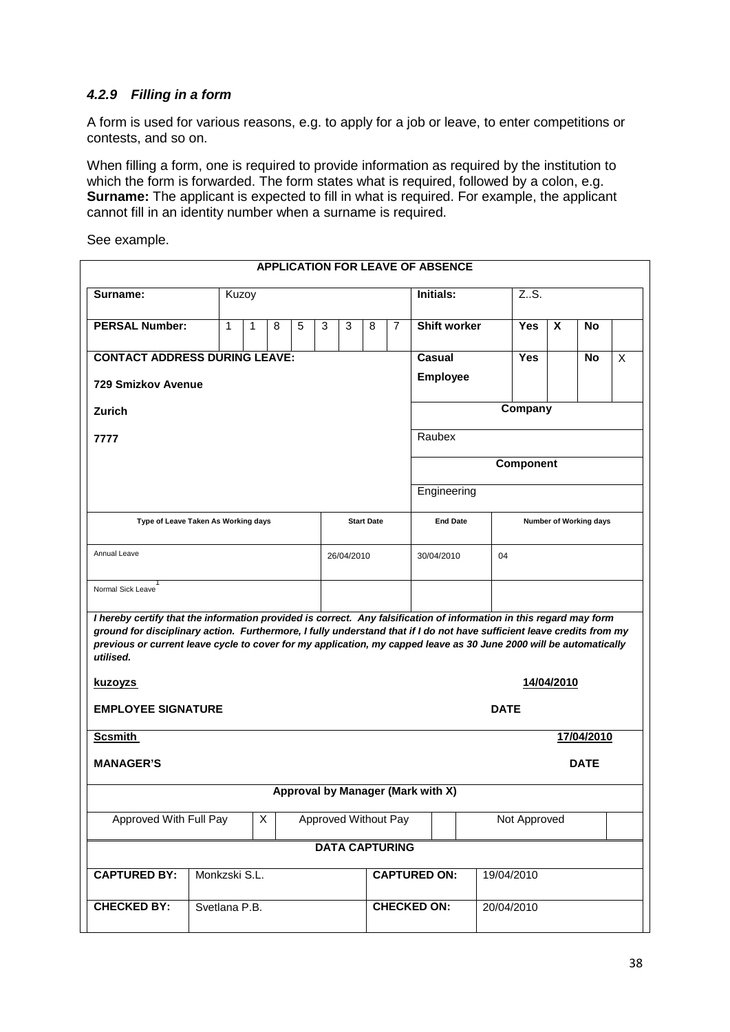#### *4.2.9 Filling in a form*

A form is used for various reasons, e.g. to apply for a job or leave, to enter competitions or contests, and so on.

When filling a form, one is required to provide information as required by the institution to which the form is forwarded. The form states what is required, followed by a colon, e.g. **Surname:** The applicant is expected to fill in what is required. For example, the applicant cannot fill in an identity number when a surname is required.

See example.

**APPLICATION FOR LEAVE OF ABSENCE**

| **Surname:** | Kuzoy | | | | | | | | **Initials:** | Z..S. | | | |
|---|---|---|---|---|---|---|---|---|---|---|---|---|---|
| **PERSAL Number:** | 1 | 1 | 8 | 5 | 3 | 3 | 8 | 7 | **Shift worker** | **Yes** | **X** | **No** | |
| **CONTACT ADDRESS DURING LEAVE:** | | | | | | | | | **Casual Employee** | **Yes** | | **No** | X |
| **729 Smizkov Avenue** | | | | | | | | | | | | | |
| **Zurich** | | | | | | | | | **Company** | | | | |
| **7777** | | | | | | | | | Raubex | | | | |
| | | | | | | | | | **Component** | | | | |
| | | | | | | | | | Engineering | | | | |

| **Type of Leave Taken As Working days** | **Start Date** | **End Date** | **Number of Working days** |
|---|---|---|---|
| Annual Leave | 26/04/2010 | 30/04/2010 | 04 |
| Normal Sick Leave[1] | | | |

***I hereby certify that the information provided is correct. Any falsification of information in this regard may form ground for disciplinary action. Furthermore, I fully understand that if I do not have sufficient leave credits from my previous or current leave cycle to cover for my application, my capped leave as 30 June 2000 will be automatically utilised.***

**<u>kuzoyzs</u>** **<u>14/04/2010</u>**

**EMPLOYEE SIGNATURE** **DATE**

**<u>Scsmith</u>** **<u>17/04/2010</u>**

**MANAGER'S** **DATE**

**Approval by Manager (Mark with X)**

| Approved With Full Pay | X | Approved Without Pay | | Not Approved | |
|---|---|---|---|---|---|

**DATA CAPTURING**

| **CAPTURED BY:** | Monkzski S.L. | **CAPTURED ON:** | 19/04/2010 |
|---|---|---|---|
| **CHECKED BY:** | Svetlana P.B. | **CHECKED ON:** | 20/04/2010 |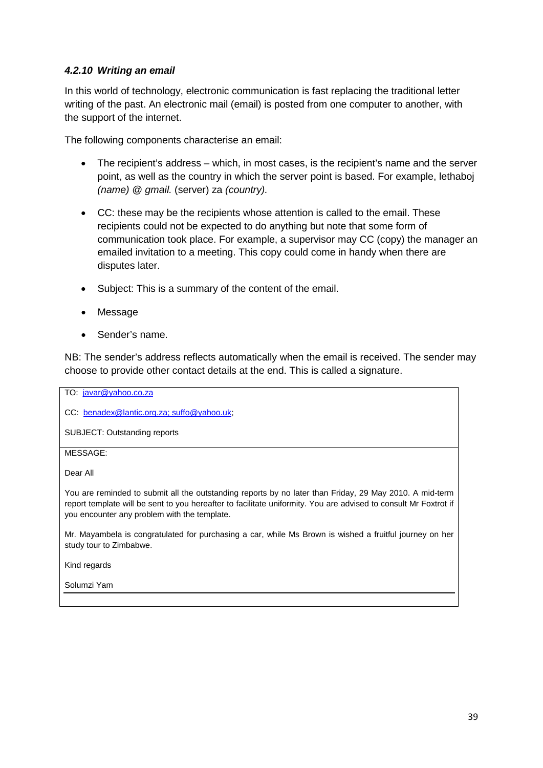#### *4.2.10 Writing an email*

In this world of technology, electronic communication is fast replacing the traditional letter writing of the past. An electronic mail (email) is posted from one computer to another, with the support of the internet.

The following components characterise an email:

- The recipient's address – which, in most cases, is the recipient's name and the server point, as well as the country in which the server point is based. For example, lethaboj *(name) @ gmail.* (server) za *(country).*
- CC: these may be the recipients whose attention is called to the email. These recipients could not be expected to do anything but note that some form of communication took place. For example, a supervisor may CC (copy) the manager an emailed invitation to a meeting. This copy could come in handy when there are disputes later.
- Subject: This is a summary of the content of the email.
- Message
- Sender's name.

NB: The sender's address reflects automatically when the email is received. The sender may choose to provide other contact details at the end. This is called a signature.

TO: javar@yahoo.co.za

CC: benadex@lantic.org.za; suffo@yahoo.uk;

SUBJECT: Outstanding reports

MESSAGE:

Dear All

You are reminded to submit all the outstanding reports by no later than Friday, 29 May 2010. A mid-term report template will be sent to you hereafter to facilitate uniformity. You are advised to consult Mr Foxtrot if you encounter any problem with the template.

Mr. Mayambela is congratulated for purchasing a car, while Ms Brown is wished a fruitful journey on her study tour to Zimbabwe.

Kind regards

Solumzi Yam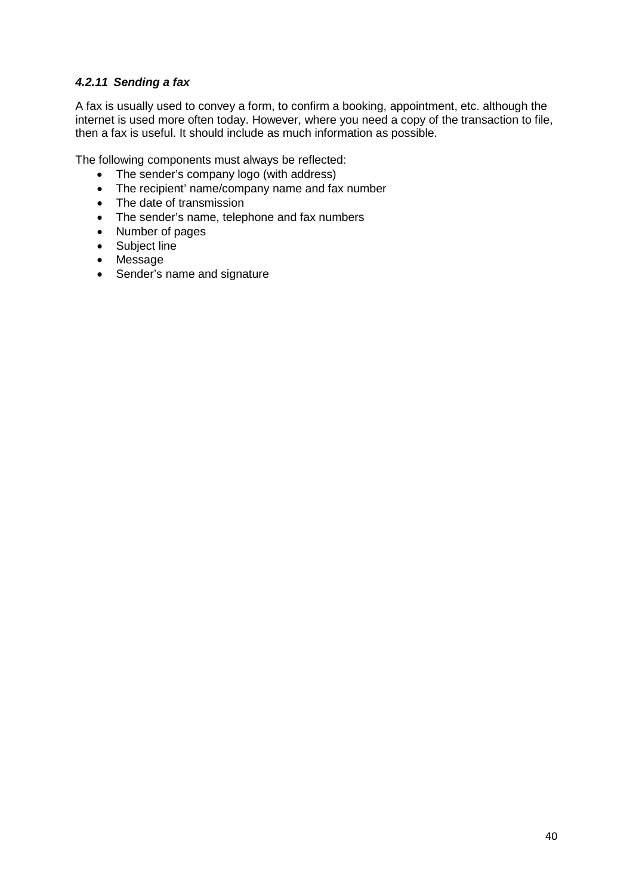#### *4.2.11 Sending a fax*

A fax is usually used to convey a form, to confirm a booking, appointment, etc. although the internet is used more often today. However, where you need a copy of the transaction to file, then a fax is useful. It should include as much information as possible.

The following components must always be reflected:

- The sender's company logo (with address)
- The recipient' name/company name and fax number
- The date of transmission
- The sender's name, telephone and fax numbers
- Number of pages
- Subject line
- Message
- Sender's name and signature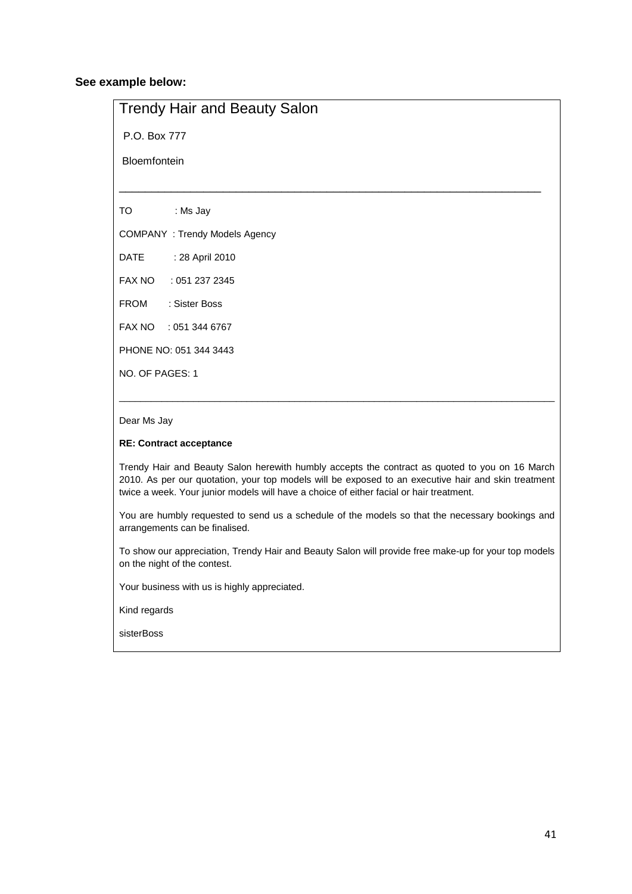**See example below:**

Trendy Hair and Beauty Salon

P.O. Box 777

Bloemfontein

---

TO : Ms Jay

COMPANY : Trendy Models Agency

DATE : 28 April 2010

FAX NO : 051 237 2345

FROM : Sister Boss

FAX NO : 051 344 6767

PHONE NO: 051 344 3443

NO. OF PAGES: 1

---

Dear Ms Jay

**RE: Contract acceptance**

Trendy Hair and Beauty Salon herewith humbly accepts the contract as quoted to you on 16 March 2010. As per our quotation, your top models will be exposed to an executive hair and skin treatment twice a week. Your junior models will have a choice of either facial or hair treatment.

You are humbly requested to send us a schedule of the models so that the necessary bookings and arrangements can be finalised.

To show our appreciation, Trendy Hair and Beauty Salon will provide free make-up for your top models on the night of the contest.

Your business with us is highly appreciated.

Kind regards

sisterBoss